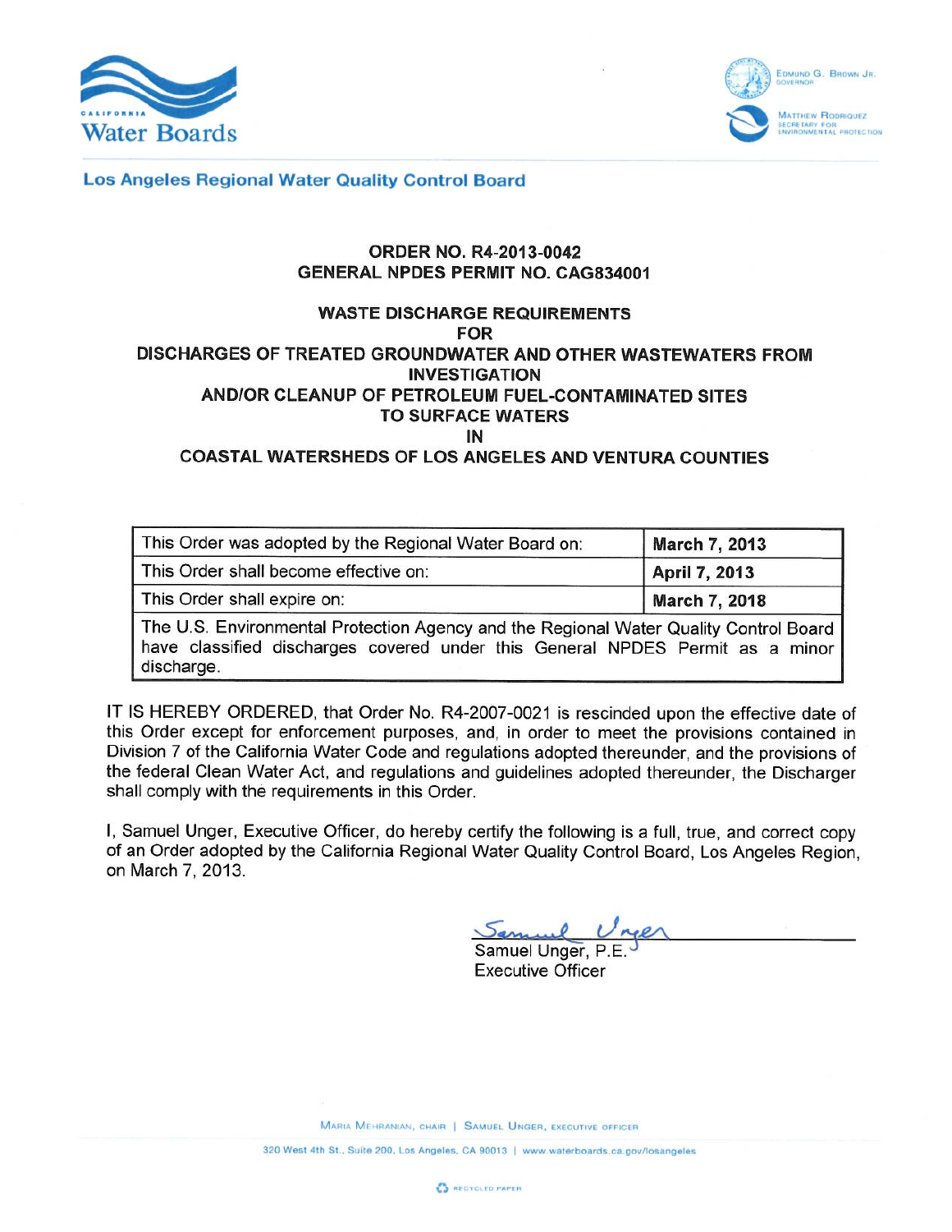California Water Boards

Edmund G. Brown Jr., Governor

Matthew Rodriquez, Secretary for Environmental Protection

**Los Angeles Regional Water Quality Control Board**

## ORDER NO. R4-2013-0042
## GENERAL NPDES PERMIT NO. CAG834001

## WASTE DISCHARGE REQUIREMENTS FOR DISCHARGES OF TREATED GROUNDWATER AND OTHER WASTEWATERS FROM INVESTIGATION AND/OR CLEANUP OF PETROLEUM FUEL-CONTAMINATED SITES TO SURFACE WATERS IN COASTAL WATERSHEDS OF LOS ANGELES AND VENTURA COUNTIES

| This Order was adopted by the Regional Water Board on: | **March 7, 2013** |
|---|---|
| This Order shall become effective on: | **April 7, 2013** |
| This Order shall expire on: | **March 7, 2018** |
| The U.S. Environmental Protection Agency and the Regional Water Quality Control Board have classified discharges covered under this General NPDES Permit as a minor discharge. | |

IT IS HEREBY ORDERED, that Order No. R4-2007-0021 is rescinded upon the effective date of this Order except for enforcement purposes, and, in order to meet the provisions contained in Division 7 of the California Water Code and regulations adopted thereunder, and the provisions of the federal Clean Water Act, and regulations and guidelines adopted thereunder, the Discharger shall comply with the requirements in this Order.

I, Samuel Unger, Executive Officer, do hereby certify the following is a full, true, and correct copy of an Order adopted by the California Regional Water Quality Control Board, Los Angeles Region, on March 7, 2013.

Samuel Unger, P.E.
Executive Officer

Maria Mehranian, Chair | Samuel Unger, Executive Officer

320 West 4th St., Suite 200, Los Angeles, CA 90013 | www.waterboards.ca.gov/losangeles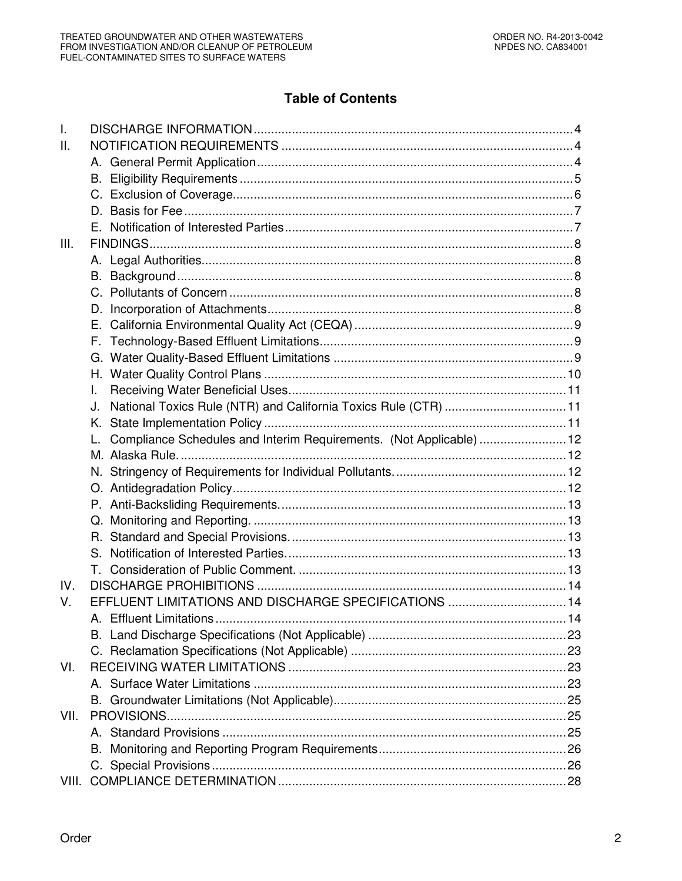# Table of Contents

| | | |
|---|---|---|
| I. | DISCHARGE INFORMATION | 4 |
| II. | NOTIFICATION REQUIREMENTS | 4 |
| | A. General Permit Application | 4 |
| | B. Eligibility Requirements | 5 |
| | C. Exclusion of Coverage | 6 |
| | D. Basis for Fee | 7 |
| | E. Notification of Interested Parties | 7 |
| III. | FINDINGS | 8 |
| | A. Legal Authorities | 8 |
| | B. Background | 8 |
| | C. Pollutants of Concern | 8 |
| | D. Incorporation of Attachments | 8 |
| | E. California Environmental Quality Act (CEQA) | 9 |
| | F. Technology-Based Effluent Limitations | 9 |
| | G. Water Quality-Based Effluent Limitations | 9 |
| | H. Water Quality Control Plans | 10 |
| | I. Receiving Water Beneficial Uses | 11 |
| | J. National Toxics Rule (NTR) and California Toxics Rule (CTR) | 11 |
| | K. State Implementation Policy | 11 |
| | L. Compliance Schedules and Interim Requirements. (Not Applicable) | 12 |
| | M. Alaska Rule. | 12 |
| | N. Stringency of Requirements for Individual Pollutants. | 12 |
| | O. Antidegradation Policy | 12 |
| | P. Anti-Backsliding Requirements. | 13 |
| | Q. Monitoring and Reporting. | 13 |
| | R. Standard and Special Provisions. | 13 |
| | S. Notification of Interested Parties. | 13 |
| | T. Consideration of Public Comment. | 13 |
| IV. | DISCHARGE PROHIBITIONS | 14 |
| V. | EFFLUENT LIMITATIONS AND DISCHARGE SPECIFICATIONS | 14 |
| | A. Effluent Limitations | 14 |
| | B. Land Discharge Specifications (Not Applicable) | 23 |
| | C. Reclamation Specifications (Not Applicable) | 23 |
| VI. | RECEIVING WATER LIMITATIONS | 23 |
| | A. Surface Water Limitations | 23 |
| | B. Groundwater Limitations (Not Applicable) | 25 |
| VII. | PROVISIONS | 25 |
| | A. Standard Provisions | 25 |
| | B. Monitoring and Reporting Program Requirements | 26 |
| | C. Special Provisions | 26 |
| VIII. | COMPLIANCE DETERMINATION | 28 |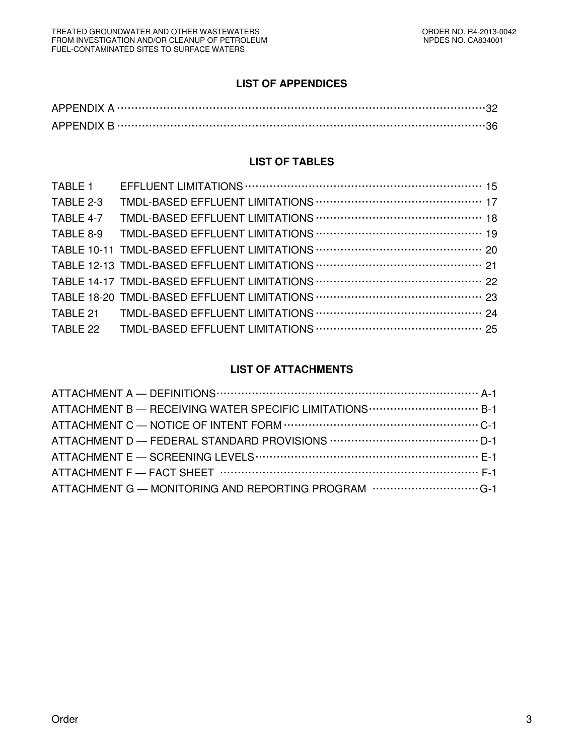## LIST OF APPENDICES

| | |
|---|---|
| APPENDIX A | 32 |
| APPENDIX B | 36 |

## LIST OF TABLES

| | | |
|---|---|---|
| TABLE 1 | EFFLUENT LIMITATIONS | 15 |
| TABLE 2-3 | TMDL-BASED EFFLUENT LIMITATIONS | 17 |
| TABLE 4-7 | TMDL-BASED EFFLUENT LIMITATIONS | 18 |
| TABLE 8-9 | TMDL-BASED EFFLUENT LIMITATIONS | 19 |
| TABLE 10-11 | TMDL-BASED EFFLUENT LIMITATIONS | 20 |
| TABLE 12-13 | TMDL-BASED EFFLUENT LIMITATIONS | 21 |
| TABLE 14-17 | TMDL-BASED EFFLUENT LIMITATIONS | 22 |
| TABLE 18-20 | TMDL-BASED EFFLUENT LIMITATIONS | 23 |
| TABLE 21 | TMDL-BASED EFFLUENT LIMITATIONS | 24 |
| TABLE 22 | TMDL-BASED EFFLUENT LIMITATIONS | 25 |

## LIST OF ATTACHMENTS

| | |
|---|---|
| ATTACHMENT A — DEFINITIONS | A-1 |
| ATTACHMENT B — RECEIVING WATER SPECIFIC LIMITATIONS | B-1 |
| ATTACHMENT C — NOTICE OF INTENT FORM | C-1 |
| ATTACHMENT D — FEDERAL STANDARD PROVISIONS | D-1 |
| ATTACHMENT E — SCREENING LEVELS | E-1 |
| ATTACHMENT F — FACT SHEET | F-1 |
| ATTACHMENT G — MONITORING AND REPORTING PROGRAM | G-1 |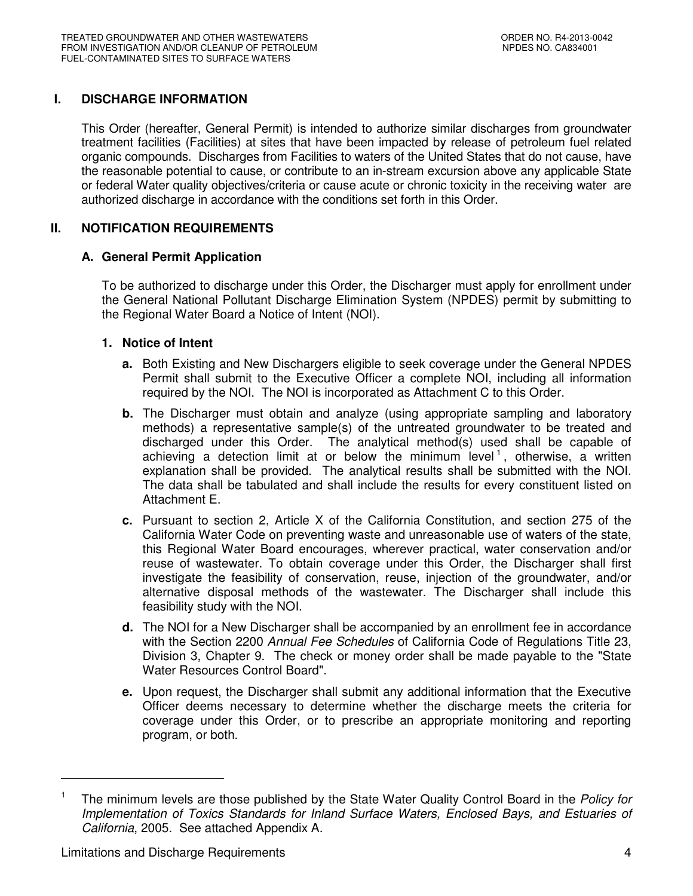## I. DISCHARGE INFORMATION

This Order (hereafter, General Permit) is intended to authorize similar discharges from groundwater treatment facilities (Facilities) at sites that have been impacted by release of petroleum fuel related organic compounds. Discharges from Facilities to waters of the United States that do not cause, have the reasonable potential to cause, or contribute to an in-stream excursion above any applicable State or federal Water quality objectives/criteria or cause acute or chronic toxicity in the receiving water are authorized discharge in accordance with the conditions set forth in this Order.

## II. NOTIFICATION REQUIREMENTS

### A. General Permit Application

To be authorized to discharge under this Order, the Discharger must apply for enrollment under the General National Pollutant Discharge Elimination System (NPDES) permit by submitting to the Regional Water Board a Notice of Intent (NOI).

#### 1. Notice of Intent

**a.** Both Existing and New Dischargers eligible to seek coverage under the General NPDES Permit shall submit to the Executive Officer a complete NOI, including all information required by the NOI. The NOI is incorporated as Attachment C to this Order.

**b.** The Discharger must obtain and analyze (using appropriate sampling and laboratory methods) a representative sample(s) of the untreated groundwater to be treated and discharged under this Order. The analytical method(s) used shall be capable of achieving a detection limit at or below the minimum level [1], otherwise, a written explanation shall be provided. The analytical results shall be submitted with the NOI. The data shall be tabulated and shall include the results for every constituent listed on Attachment E.

**c.** Pursuant to section 2, Article X of the California Constitution, and section 275 of the California Water Code on preventing waste and unreasonable use of waters of the state, this Regional Water Board encourages, wherever practical, water conservation and/or reuse of wastewater. To obtain coverage under this Order, the Discharger shall first investigate the feasibility of conservation, reuse, injection of the groundwater, and/or alternative disposal methods of the wastewater. The Discharger shall include this feasibility study with the NOI.

**d.** The NOI for a New Discharger shall be accompanied by an enrollment fee in accordance with the Section 2200 *Annual Fee Schedules* of California Code of Regulations Title 23, Division 3, Chapter 9. The check or money order shall be made payable to the "State Water Resources Control Board".

**e.** Upon request, the Discharger shall submit any additional information that the Executive Officer deems necessary to determine whether the discharge meets the criteria for coverage under this Order, or to prescribe an appropriate monitoring and reporting program, or both.

---

[1] The minimum levels are those published by the State Water Quality Control Board in the *Policy for Implementation of Toxics Standards for Inland Surface Waters, Enclosed Bays, and Estuaries of California*, 2005. See attached Appendix A.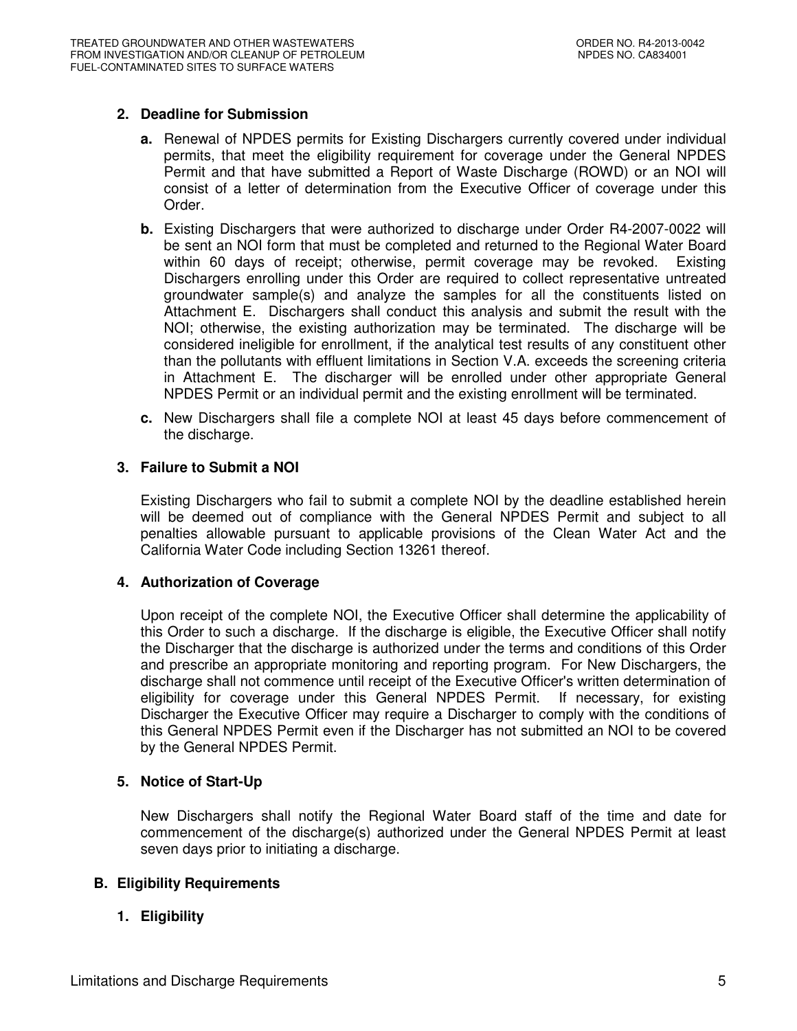### 2. Deadline for Submission

**a.** Renewal of NPDES permits for Existing Dischargers currently covered under individual permits, that meet the eligibility requirement for coverage under the General NPDES Permit and that have submitted a Report of Waste Discharge (ROWD) or an NOI will consist of a letter of determination from the Executive Officer of coverage under this Order.

**b.** Existing Dischargers that were authorized to discharge under Order R4-2007-0022 will be sent an NOI form that must be completed and returned to the Regional Water Board within 60 days of receipt; otherwise, permit coverage may be revoked. Existing Dischargers enrolling under this Order are required to collect representative untreated groundwater sample(s) and analyze the samples for all the constituents listed on Attachment E. Dischargers shall conduct this analysis and submit the result with the NOI; otherwise, the existing authorization may be terminated. The discharge will be considered ineligible for enrollment, if the analytical test results of any constituent other than the pollutants with effluent limitations in Section V.A. exceeds the screening criteria in Attachment E. The discharger will be enrolled under other appropriate General NPDES Permit or an individual permit and the existing enrollment will be terminated.

**c.** New Dischargers shall file a complete NOI at least 45 days before commencement of the discharge.

### 3. Failure to Submit a NOI

Existing Dischargers who fail to submit a complete NOI by the deadline established herein will be deemed out of compliance with the General NPDES Permit and subject to all penalties allowable pursuant to applicable provisions of the Clean Water Act and the California Water Code including Section 13261 thereof.

### 4. Authorization of Coverage

Upon receipt of the complete NOI, the Executive Officer shall determine the applicability of this Order to such a discharge. If the discharge is eligible, the Executive Officer shall notify the Discharger that the discharge is authorized under the terms and conditions of this Order and prescribe an appropriate monitoring and reporting program. For New Dischargers, the discharge shall not commence until receipt of the Executive Officer's written determination of eligibility for coverage under this General NPDES Permit. If necessary, for existing Discharger the Executive Officer may require a Discharger to comply with the conditions of this General NPDES Permit even if the Discharger has not submitted an NOI to be covered by the General NPDES Permit.

### 5. Notice of Start-Up

New Dischargers shall notify the Regional Water Board staff of the time and date for commencement of the discharge(s) authorized under the General NPDES Permit at least seven days prior to initiating a discharge.

## B. Eligibility Requirements

### 1. Eligibility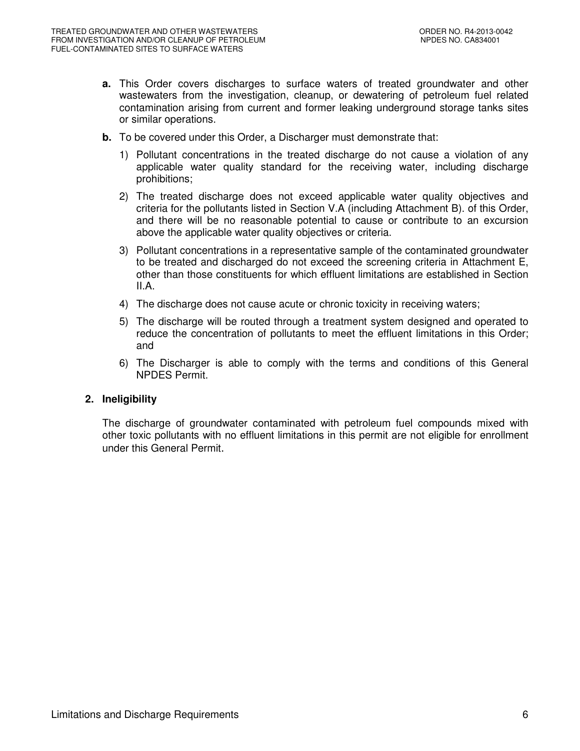**a.** This Order covers discharges to surface waters of treated groundwater and other wastewaters from the investigation, cleanup, or dewatering of petroleum fuel related contamination arising from current and former leaking underground storage tanks sites or similar operations.

**b.** To be covered under this Order, a Discharger must demonstrate that:

1) Pollutant concentrations in the treated discharge do not cause a violation of any applicable water quality standard for the receiving water, including discharge prohibitions;

2) The treated discharge does not exceed applicable water quality objectives and criteria for the pollutants listed in Section V.A (including Attachment B). of this Order, and there will be no reasonable potential to cause or contribute to an excursion above the applicable water quality objectives or criteria.

3) Pollutant concentrations in a representative sample of the contaminated groundwater to be treated and discharged do not exceed the screening criteria in Attachment E, other than those constituents for which effluent limitations are established in Section II.A.

4) The discharge does not cause acute or chronic toxicity in receiving waters;

5) The discharge will be routed through a treatment system designed and operated to reduce the concentration of pollutants to meet the effluent limitations in this Order; and

6) The Discharger is able to comply with the terms and conditions of this General NPDES Permit.

**2. Ineligibility**

The discharge of groundwater contaminated with petroleum fuel compounds mixed with other toxic pollutants with no effluent limitations in this permit are not eligible for enrollment under this General Permit.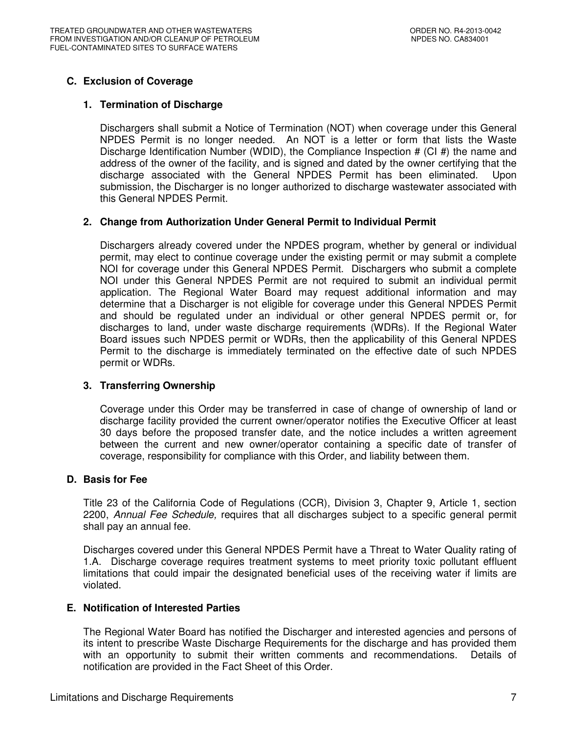## C. Exclusion of Coverage

### 1. Termination of Discharge

Dischargers shall submit a Notice of Termination (NOT) when coverage under this General NPDES Permit is no longer needed. An NOT is a letter or form that lists the Waste Discharge Identification Number (WDID), the Compliance Inspection # (CI #) the name and address of the owner of the facility, and is signed and dated by the owner certifying that the discharge associated with the General NPDES Permit has been eliminated. Upon submission, the Discharger is no longer authorized to discharge wastewater associated with this General NPDES Permit.

### 2. Change from Authorization Under General Permit to Individual Permit

Dischargers already covered under the NPDES program, whether by general or individual permit, may elect to continue coverage under the existing permit or may submit a complete NOI for coverage under this General NPDES Permit. Dischargers who submit a complete NOI under this General NPDES Permit are not required to submit an individual permit application. The Regional Water Board may request additional information and may determine that a Discharger is not eligible for coverage under this General NPDES Permit and should be regulated under an individual or other general NPDES permit or, for discharges to land, under waste discharge requirements (WDRs). If the Regional Water Board issues such NPDES permit or WDRs, then the applicability of this General NPDES Permit to the discharge is immediately terminated on the effective date of such NPDES permit or WDRs.

### 3. Transferring Ownership

Coverage under this Order may be transferred in case of change of ownership of land or discharge facility provided the current owner/operator notifies the Executive Officer at least 30 days before the proposed transfer date, and the notice includes a written agreement between the current and new owner/operator containing a specific date of transfer of coverage, responsibility for compliance with this Order, and liability between them.

## D. Basis for Fee

Title 23 of the California Code of Regulations (CCR), Division 3, Chapter 9, Article 1, section 2200, *Annual Fee Schedule,* requires that all discharges subject to a specific general permit shall pay an annual fee.

Discharges covered under this General NPDES Permit have a Threat to Water Quality rating of 1.A. Discharge coverage requires treatment systems to meet priority toxic pollutant effluent limitations that could impair the designated beneficial uses of the receiving water if limits are violated.

## E. Notification of Interested Parties

The Regional Water Board has notified the Discharger and interested agencies and persons of its intent to prescribe Waste Discharge Requirements for the discharge and has provided them with an opportunity to submit their written comments and recommendations. Details of notification are provided in the Fact Sheet of this Order.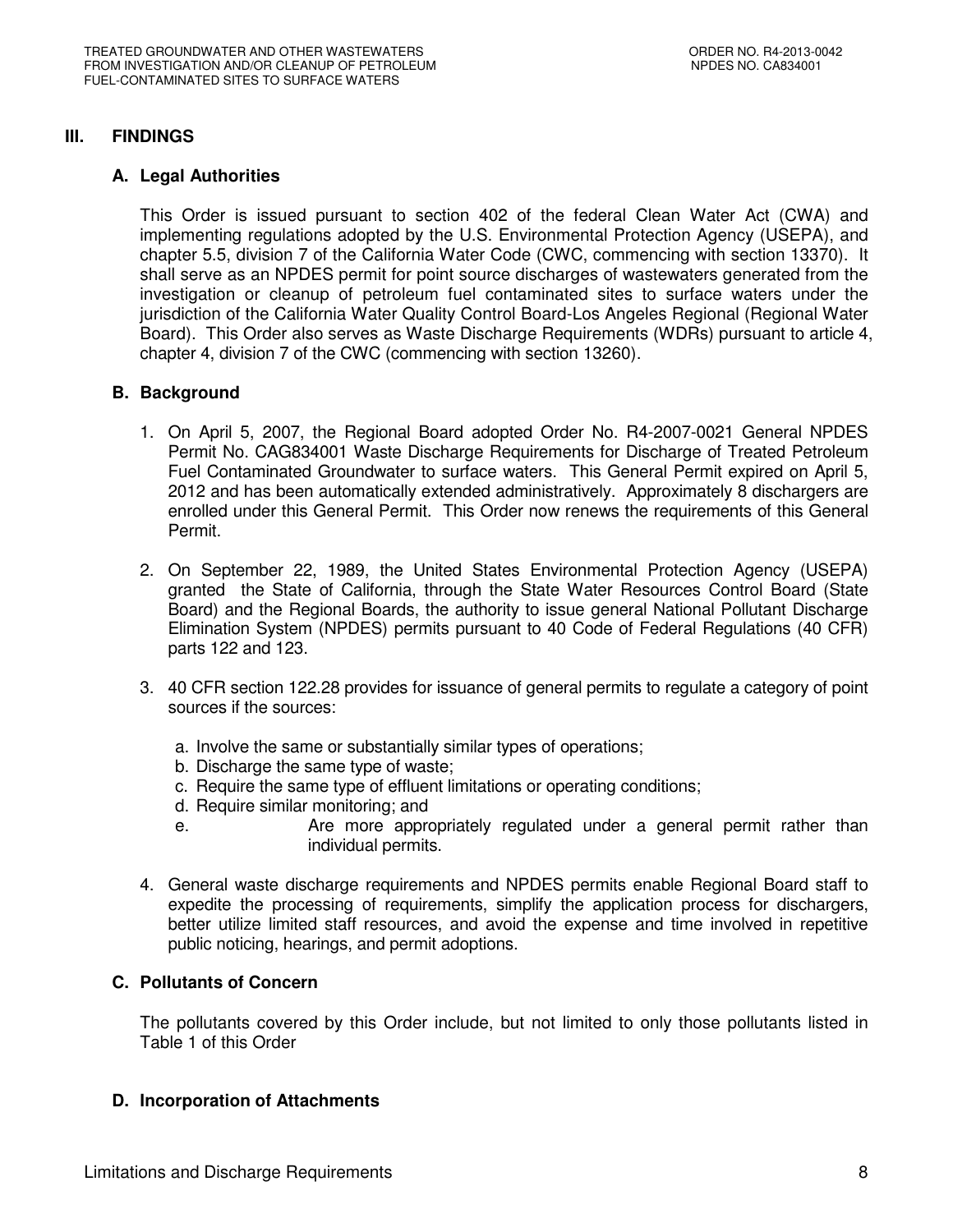## III. FINDINGS

### A. Legal Authorities

This Order is issued pursuant to section 402 of the federal Clean Water Act (CWA) and implementing regulations adopted by the U.S. Environmental Protection Agency (USEPA), and chapter 5.5, division 7 of the California Water Code (CWC, commencing with section 13370). It shall serve as an NPDES permit for point source discharges of wastewaters generated from the investigation or cleanup of petroleum fuel contaminated sites to surface waters under the jurisdiction of the California Water Quality Control Board-Los Angeles Regional (Regional Water Board). This Order also serves as Waste Discharge Requirements (WDRs) pursuant to article 4, chapter 4, division 7 of the CWC (commencing with section 13260).

### B. Background

1. On April 5, 2007, the Regional Board adopted Order No. R4-2007-0021 General NPDES Permit No. CAG834001 Waste Discharge Requirements for Discharge of Treated Petroleum Fuel Contaminated Groundwater to surface waters. This General Permit expired on April 5, 2012 and has been automatically extended administratively. Approximately 8 dischargers are enrolled under this General Permit. This Order now renews the requirements of this General Permit.

2. On September 22, 1989, the United States Environmental Protection Agency (USEPA) granted the State of California, through the State Water Resources Control Board (State Board) and the Regional Boards, the authority to issue general National Pollutant Discharge Elimination System (NPDES) permits pursuant to 40 Code of Federal Regulations (40 CFR) parts 122 and 123.

3. 40 CFR section 122.28 provides for issuance of general permits to regulate a category of point sources if the sources:

   a. Involve the same or substantially similar types of operations;
   b. Discharge the same type of waste;
   c. Require the same type of effluent limitations or operating conditions;
   d. Require similar monitoring; and
   e. Are more appropriately regulated under a general permit rather than individual permits.

4. General waste discharge requirements and NPDES permits enable Regional Board staff to expedite the processing of requirements, simplify the application process for dischargers, better utilize limited staff resources, and avoid the expense and time involved in repetitive public noticing, hearings, and permit adoptions.

### C. Pollutants of Concern

The pollutants covered by this Order include, but not limited to only those pollutants listed in Table 1 of this Order

### D. Incorporation of Attachments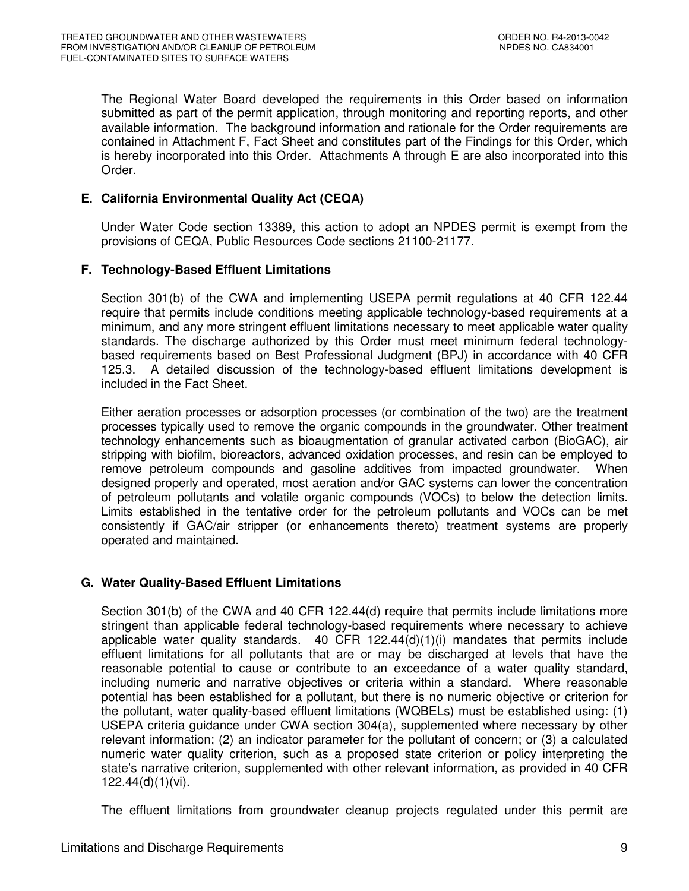The Regional Water Board developed the requirements in this Order based on information submitted as part of the permit application, through monitoring and reporting reports, and other available information. The background information and rationale for the Order requirements are contained in Attachment F, Fact Sheet and constitutes part of the Findings for this Order, which is hereby incorporated into this Order. Attachments A through E are also incorporated into this Order.

### E. California Environmental Quality Act (CEQA)

Under Water Code section 13389, this action to adopt an NPDES permit is exempt from the provisions of CEQA, Public Resources Code sections 21100-21177.

### F. Technology-Based Effluent Limitations

Section 301(b) of the CWA and implementing USEPA permit regulations at 40 CFR 122.44 require that permits include conditions meeting applicable technology-based requirements at a minimum, and any more stringent effluent limitations necessary to meet applicable water quality standards. The discharge authorized by this Order must meet minimum federal technology-based requirements based on Best Professional Judgment (BPJ) in accordance with 40 CFR 125.3. A detailed discussion of the technology-based effluent limitations development is included in the Fact Sheet.

Either aeration processes or adsorption processes (or combination of the two) are the treatment processes typically used to remove the organic compounds in the groundwater. Other treatment technology enhancements such as bioaugmentation of granular activated carbon (BioGAC), air stripping with biofilm, bioreactors, advanced oxidation processes, and resin can be employed to remove petroleum compounds and gasoline additives from impacted groundwater. When designed properly and operated, most aeration and/or GAC systems can lower the concentration of petroleum pollutants and volatile organic compounds (VOCs) to below the detection limits. Limits established in the tentative order for the petroleum pollutants and VOCs can be met consistently if GAC/air stripper (or enhancements thereto) treatment systems are properly operated and maintained.

### G. Water Quality-Based Effluent Limitations

Section 301(b) of the CWA and 40 CFR 122.44(d) require that permits include limitations more stringent than applicable federal technology-based requirements where necessary to achieve applicable water quality standards. 40 CFR 122.44(d)(1)(i) mandates that permits include effluent limitations for all pollutants that are or may be discharged at levels that have the reasonable potential to cause or contribute to an exceedance of a water quality standard, including numeric and narrative objectives or criteria within a standard. Where reasonable potential has been established for a pollutant, but there is no numeric objective or criterion for the pollutant, water quality-based effluent limitations (WQBELs) must be established using: (1) USEPA criteria guidance under CWA section 304(a), supplemented where necessary by other relevant information; (2) an indicator parameter for the pollutant of concern; or (3) a calculated numeric water quality criterion, such as a proposed state criterion or policy interpreting the state's narrative criterion, supplemented with other relevant information, as provided in 40 CFR 122.44(d)(1)(vi).

The effluent limitations from groundwater cleanup projects regulated under this permit are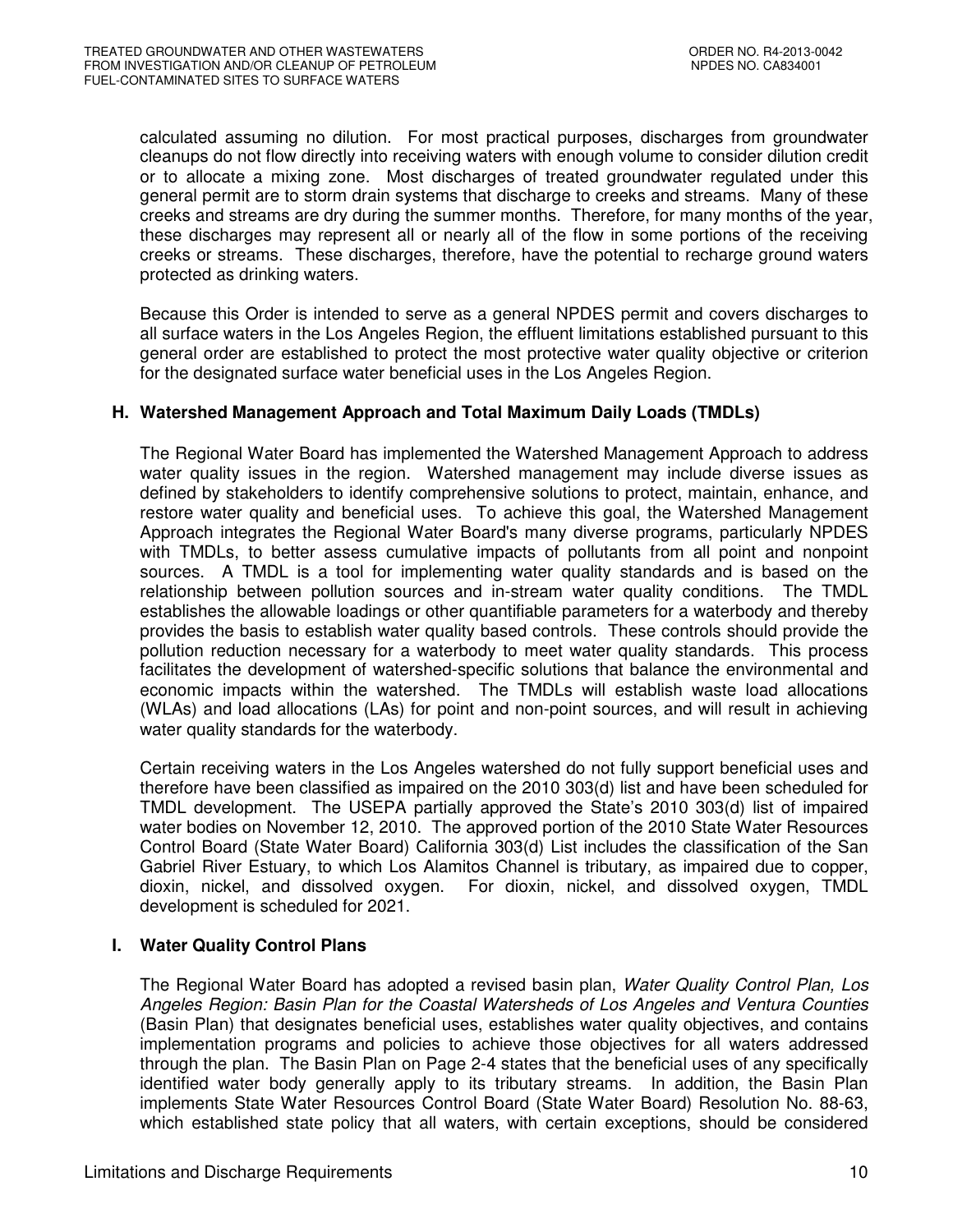calculated assuming no dilution. For most practical purposes, discharges from groundwater cleanups do not flow directly into receiving waters with enough volume to consider dilution credit or to allocate a mixing zone. Most discharges of treated groundwater regulated under this general permit are to storm drain systems that discharge to creeks and streams. Many of these creeks and streams are dry during the summer months. Therefore, for many months of the year, these discharges may represent all or nearly all of the flow in some portions of the receiving creeks or streams. These discharges, therefore, have the potential to recharge ground waters protected as drinking waters.

Because this Order is intended to serve as a general NPDES permit and covers discharges to all surface waters in the Los Angeles Region, the effluent limitations established pursuant to this general order are established to protect the most protective water quality objective or criterion for the designated surface water beneficial uses in the Los Angeles Region.

### H. Watershed Management Approach and Total Maximum Daily Loads (TMDLs)

The Regional Water Board has implemented the Watershed Management Approach to address water quality issues in the region. Watershed management may include diverse issues as defined by stakeholders to identify comprehensive solutions to protect, maintain, enhance, and restore water quality and beneficial uses. To achieve this goal, the Watershed Management Approach integrates the Regional Water Board's many diverse programs, particularly NPDES with TMDLs, to better assess cumulative impacts of pollutants from all point and nonpoint sources. A TMDL is a tool for implementing water quality standards and is based on the relationship between pollution sources and in-stream water quality conditions. The TMDL establishes the allowable loadings or other quantifiable parameters for a waterbody and thereby provides the basis to establish water quality based controls. These controls should provide the pollution reduction necessary for a waterbody to meet water quality standards. This process facilitates the development of watershed-specific solutions that balance the environmental and economic impacts within the watershed. The TMDLs will establish waste load allocations (WLAs) and load allocations (LAs) for point and non-point sources, and will result in achieving water quality standards for the waterbody.

Certain receiving waters in the Los Angeles watershed do not fully support beneficial uses and therefore have been classified as impaired on the 2010 303(d) list and have been scheduled for TMDL development. The USEPA partially approved the State's 2010 303(d) list of impaired water bodies on November 12, 2010. The approved portion of the 2010 State Water Resources Control Board (State Water Board) California 303(d) List includes the classification of the San Gabriel River Estuary, to which Los Alamitos Channel is tributary, as impaired due to copper, dioxin, nickel, and dissolved oxygen. For dioxin, nickel, and dissolved oxygen, TMDL development is scheduled for 2021.

### I. Water Quality Control Plans

The Regional Water Board has adopted a revised basin plan, *Water Quality Control Plan, Los Angeles Region: Basin Plan for the Coastal Watersheds of Los Angeles and Ventura Counties* (Basin Plan) that designates beneficial uses, establishes water quality objectives, and contains implementation programs and policies to achieve those objectives for all waters addressed through the plan. The Basin Plan on Page 2-4 states that the beneficial uses of any specifically identified water body generally apply to its tributary streams. In addition, the Basin Plan implements State Water Resources Control Board (State Water Board) Resolution No. 88-63, which established state policy that all waters, with certain exceptions, should be considered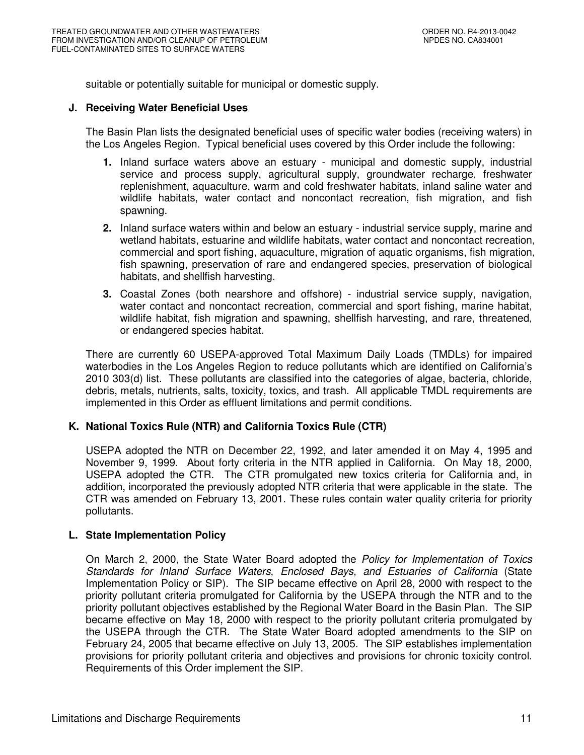suitable or potentially suitable for municipal or domestic supply.

### J. Receiving Water Beneficial Uses

The Basin Plan lists the designated beneficial uses of specific water bodies (receiving waters) in the Los Angeles Region. Typical beneficial uses covered by this Order include the following:

1. Inland surface waters above an estuary - municipal and domestic supply, industrial service and process supply, agricultural supply, groundwater recharge, freshwater replenishment, aquaculture, warm and cold freshwater habitats, inland saline water and wildlife habitats, water contact and noncontact recreation, fish migration, and fish spawning.
2. Inland surface waters within and below an estuary - industrial service supply, marine and wetland habitats, estuarine and wildlife habitats, water contact and noncontact recreation, commercial and sport fishing, aquaculture, migration of aquatic organisms, fish migration, fish spawning, preservation of rare and endangered species, preservation of biological habitats, and shellfish harvesting.
3. Coastal Zones (both nearshore and offshore) - industrial service supply, navigation, water contact and noncontact recreation, commercial and sport fishing, marine habitat, wildlife habitat, fish migration and spawning, shellfish harvesting, and rare, threatened, or endangered species habitat.

There are currently 60 USEPA-approved Total Maximum Daily Loads (TMDLs) for impaired waterbodies in the Los Angeles Region to reduce pollutants which are identified on California's 2010 303(d) list. These pollutants are classified into the categories of algae, bacteria, chloride, debris, metals, nutrients, salts, toxicity, toxics, and trash. All applicable TMDL requirements are implemented in this Order as effluent limitations and permit conditions.

### K. National Toxics Rule (NTR) and California Toxics Rule (CTR)

USEPA adopted the NTR on December 22, 1992, and later amended it on May 4, 1995 and November 9, 1999. About forty criteria in the NTR applied in California. On May 18, 2000, USEPA adopted the CTR. The CTR promulgated new toxics criteria for California and, in addition, incorporated the previously adopted NTR criteria that were applicable in the state. The CTR was amended on February 13, 2001. These rules contain water quality criteria for priority pollutants.

### L. State Implementation Policy

On March 2, 2000, the State Water Board adopted the *Policy for Implementation of Toxics Standards for Inland Surface Waters, Enclosed Bays, and Estuaries of California* (State Implementation Policy or SIP). The SIP became effective on April 28, 2000 with respect to the priority pollutant criteria promulgated for California by the USEPA through the NTR and to the priority pollutant objectives established by the Regional Water Board in the Basin Plan. The SIP became effective on May 18, 2000 with respect to the priority pollutant criteria promulgated by the USEPA through the CTR. The State Water Board adopted amendments to the SIP on February 24, 2005 that became effective on July 13, 2005. The SIP establishes implementation provisions for priority pollutant criteria and objectives and provisions for chronic toxicity control. Requirements of this Order implement the SIP.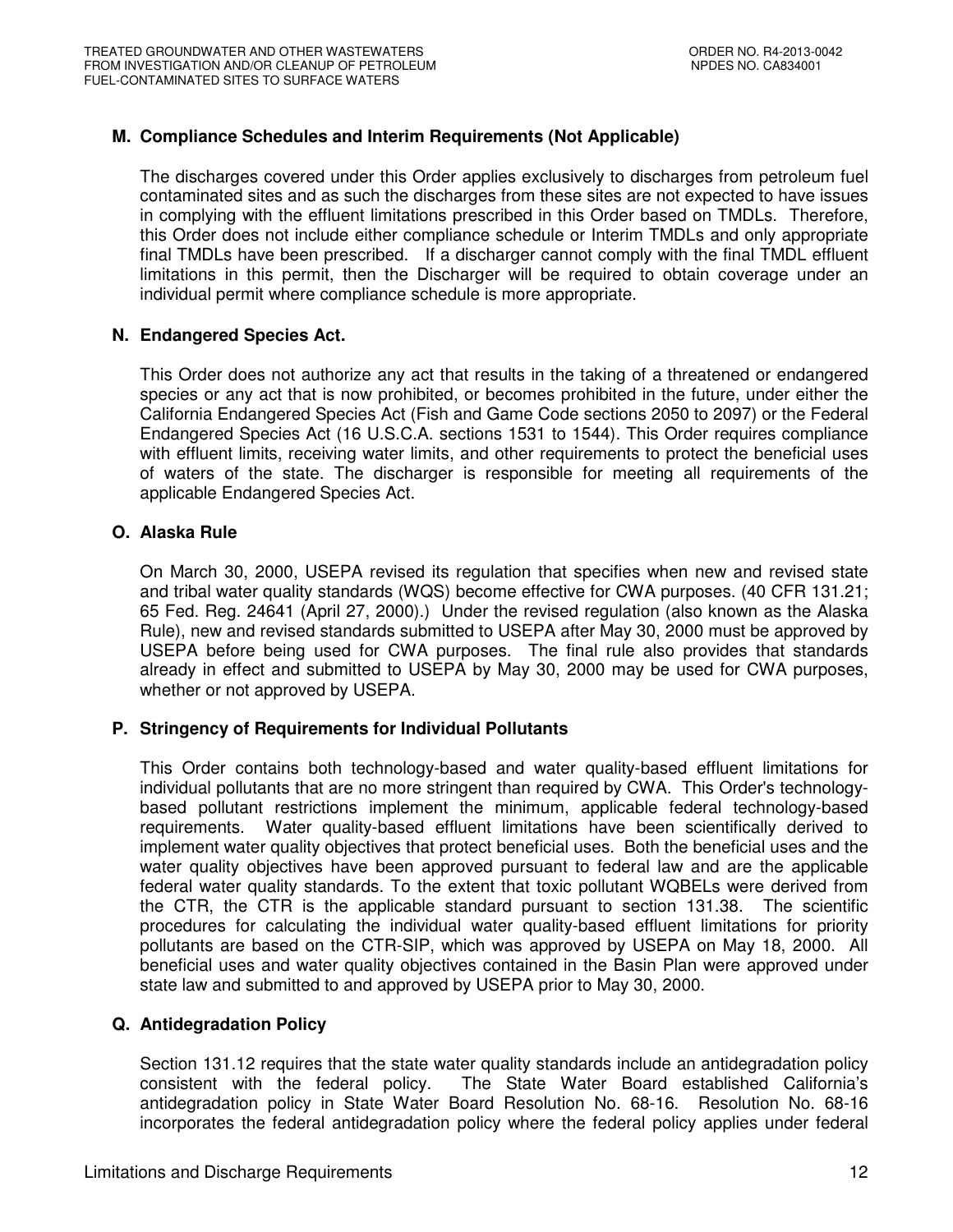### M. Compliance Schedules and Interim Requirements (Not Applicable)

The discharges covered under this Order applies exclusively to discharges from petroleum fuel contaminated sites and as such the discharges from these sites are not expected to have issues in complying with the effluent limitations prescribed in this Order based on TMDLs. Therefore, this Order does not include either compliance schedule or Interim TMDLs and only appropriate final TMDLs have been prescribed. If a discharger cannot comply with the final TMDL effluent limitations in this permit, then the Discharger will be required to obtain coverage under an individual permit where compliance schedule is more appropriate.

### N. Endangered Species Act.

This Order does not authorize any act that results in the taking of a threatened or endangered species or any act that is now prohibited, or becomes prohibited in the future, under either the California Endangered Species Act (Fish and Game Code sections 2050 to 2097) or the Federal Endangered Species Act (16 U.S.C.A. sections 1531 to 1544). This Order requires compliance with effluent limits, receiving water limits, and other requirements to protect the beneficial uses of waters of the state. The discharger is responsible for meeting all requirements of the applicable Endangered Species Act.

### O. Alaska Rule

On March 30, 2000, USEPA revised its regulation that specifies when new and revised state and tribal water quality standards (WQS) become effective for CWA purposes. (40 CFR 131.21; 65 Fed. Reg. 24641 (April 27, 2000).) Under the revised regulation (also known as the Alaska Rule), new and revised standards submitted to USEPA after May 30, 2000 must be approved by USEPA before being used for CWA purposes. The final rule also provides that standards already in effect and submitted to USEPA by May 30, 2000 may be used for CWA purposes, whether or not approved by USEPA.

### P. Stringency of Requirements for Individual Pollutants

This Order contains both technology-based and water quality-based effluent limitations for individual pollutants that are no more stringent than required by CWA. This Order's technology-based pollutant restrictions implement the minimum, applicable federal technology-based requirements. Water quality-based effluent limitations have been scientifically derived to implement water quality objectives that protect beneficial uses. Both the beneficial uses and the water quality objectives have been approved pursuant to federal law and are the applicable federal water quality standards. To the extent that toxic pollutant WQBELs were derived from the CTR, the CTR is the applicable standard pursuant to section 131.38. The scientific procedures for calculating the individual water quality-based effluent limitations for priority pollutants are based on the CTR-SIP, which was approved by USEPA on May 18, 2000. All beneficial uses and water quality objectives contained in the Basin Plan were approved under state law and submitted to and approved by USEPA prior to May 30, 2000.

### Q. Antidegradation Policy

Section 131.12 requires that the state water quality standards include an antidegradation policy consistent with the federal policy. The State Water Board established California's antidegradation policy in State Water Board Resolution No. 68-16. Resolution No. 68-16 incorporates the federal antidegradation policy where the federal policy applies under federal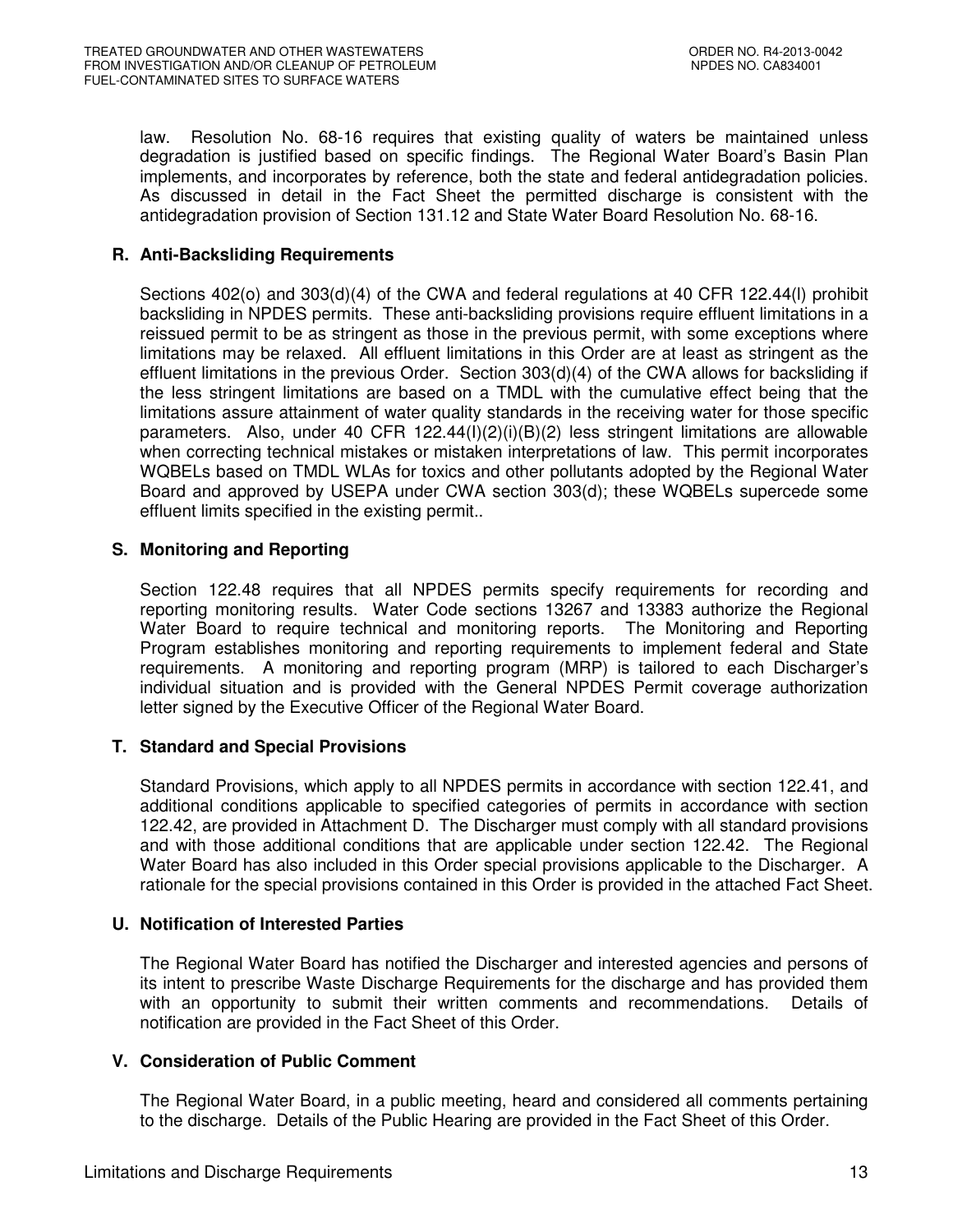law. Resolution No. 68-16 requires that existing quality of waters be maintained unless degradation is justified based on specific findings. The Regional Water Board's Basin Plan implements, and incorporates by reference, both the state and federal antidegradation policies. As discussed in detail in the Fact Sheet the permitted discharge is consistent with the antidegradation provision of Section 131.12 and State Water Board Resolution No. 68-16.

**R. Anti-Backsliding Requirements**

Sections 402(o) and 303(d)(4) of the CWA and federal regulations at 40 CFR 122.44(l) prohibit backsliding in NPDES permits. These anti-backsliding provisions require effluent limitations in a reissued permit to be as stringent as those in the previous permit, with some exceptions where limitations may be relaxed. All effluent limitations in this Order are at least as stringent as the effluent limitations in the previous Order. Section 303(d)(4) of the CWA allows for backsliding if the less stringent limitations are based on a TMDL with the cumulative effect being that the limitations assure attainment of water quality standards in the receiving water for those specific parameters. Also, under 40 CFR 122.44(l)(2)(i)(B)(2) less stringent limitations are allowable when correcting technical mistakes or mistaken interpretations of law. This permit incorporates WQBELs based on TMDL WLAs for toxics and other pollutants adopted by the Regional Water Board and approved by USEPA under CWA section 303(d); these WQBELs supercede some effluent limits specified in the existing permit..

**S. Monitoring and Reporting**

Section 122.48 requires that all NPDES permits specify requirements for recording and reporting monitoring results. Water Code sections 13267 and 13383 authorize the Regional Water Board to require technical and monitoring reports. The Monitoring and Reporting Program establishes monitoring and reporting requirements to implement federal and State requirements. A monitoring and reporting program (MRP) is tailored to each Discharger's individual situation and is provided with the General NPDES Permit coverage authorization letter signed by the Executive Officer of the Regional Water Board.

**T. Standard and Special Provisions**

Standard Provisions, which apply to all NPDES permits in accordance with section 122.41, and additional conditions applicable to specified categories of permits in accordance with section 122.42, are provided in Attachment D. The Discharger must comply with all standard provisions and with those additional conditions that are applicable under section 122.42. The Regional Water Board has also included in this Order special provisions applicable to the Discharger. A rationale for the special provisions contained in this Order is provided in the attached Fact Sheet.

**U. Notification of Interested Parties**

The Regional Water Board has notified the Discharger and interested agencies and persons of its intent to prescribe Waste Discharge Requirements for the discharge and has provided them with an opportunity to submit their written comments and recommendations. Details of notification are provided in the Fact Sheet of this Order.

**V. Consideration of Public Comment**

The Regional Water Board, in a public meeting, heard and considered all comments pertaining to the discharge. Details of the Public Hearing are provided in the Fact Sheet of this Order.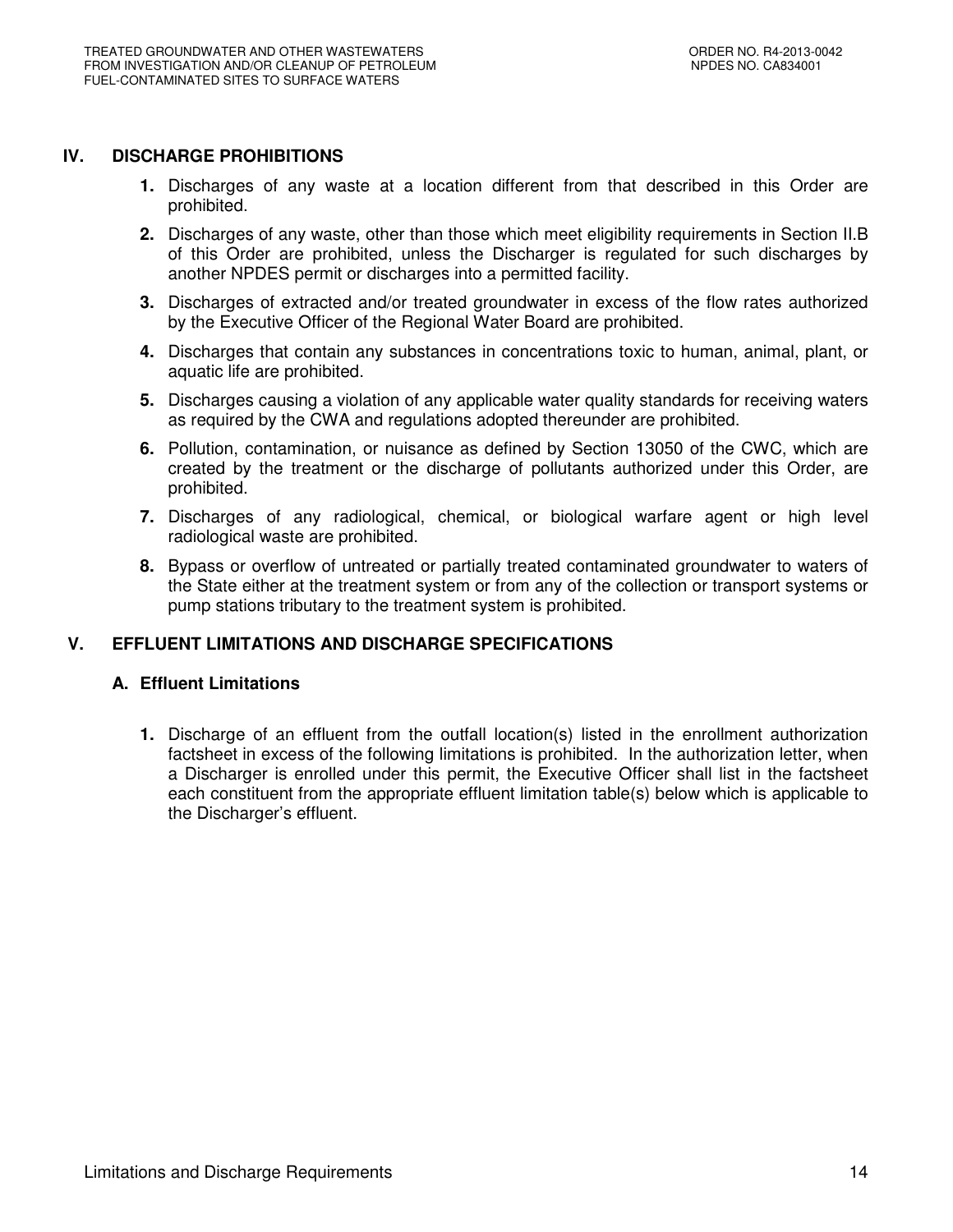## IV. DISCHARGE PROHIBITIONS

1. Discharges of any waste at a location different from that described in this Order are prohibited.
2. Discharges of any waste, other than those which meet eligibility requirements in Section II.B of this Order are prohibited, unless the Discharger is regulated for such discharges by another NPDES permit or discharges into a permitted facility.
3. Discharges of extracted and/or treated groundwater in excess of the flow rates authorized by the Executive Officer of the Regional Water Board are prohibited.
4. Discharges that contain any substances in concentrations toxic to human, animal, plant, or aquatic life are prohibited.
5. Discharges causing a violation of any applicable water quality standards for receiving waters as required by the CWA and regulations adopted thereunder are prohibited.
6. Pollution, contamination, or nuisance as defined by Section 13050 of the CWC, which are created by the treatment or the discharge of pollutants authorized under this Order, are prohibited.
7. Discharges of any radiological, chemical, or biological warfare agent or high level radiological waste are prohibited.
8. Bypass or overflow of untreated or partially treated contaminated groundwater to waters of the State either at the treatment system or from any of the collection or transport systems or pump stations tributary to the treatment system is prohibited.

## V. EFFLUENT LIMITATIONS AND DISCHARGE SPECIFICATIONS

### A. Effluent Limitations

1. Discharge of an effluent from the outfall location(s) listed in the enrollment authorization factsheet in excess of the following limitations is prohibited. In the authorization letter, when a Discharger is enrolled under this permit, the Executive Officer shall list in the factsheet each constituent from the appropriate effluent limitation table(s) below which is applicable to the Discharger's effluent.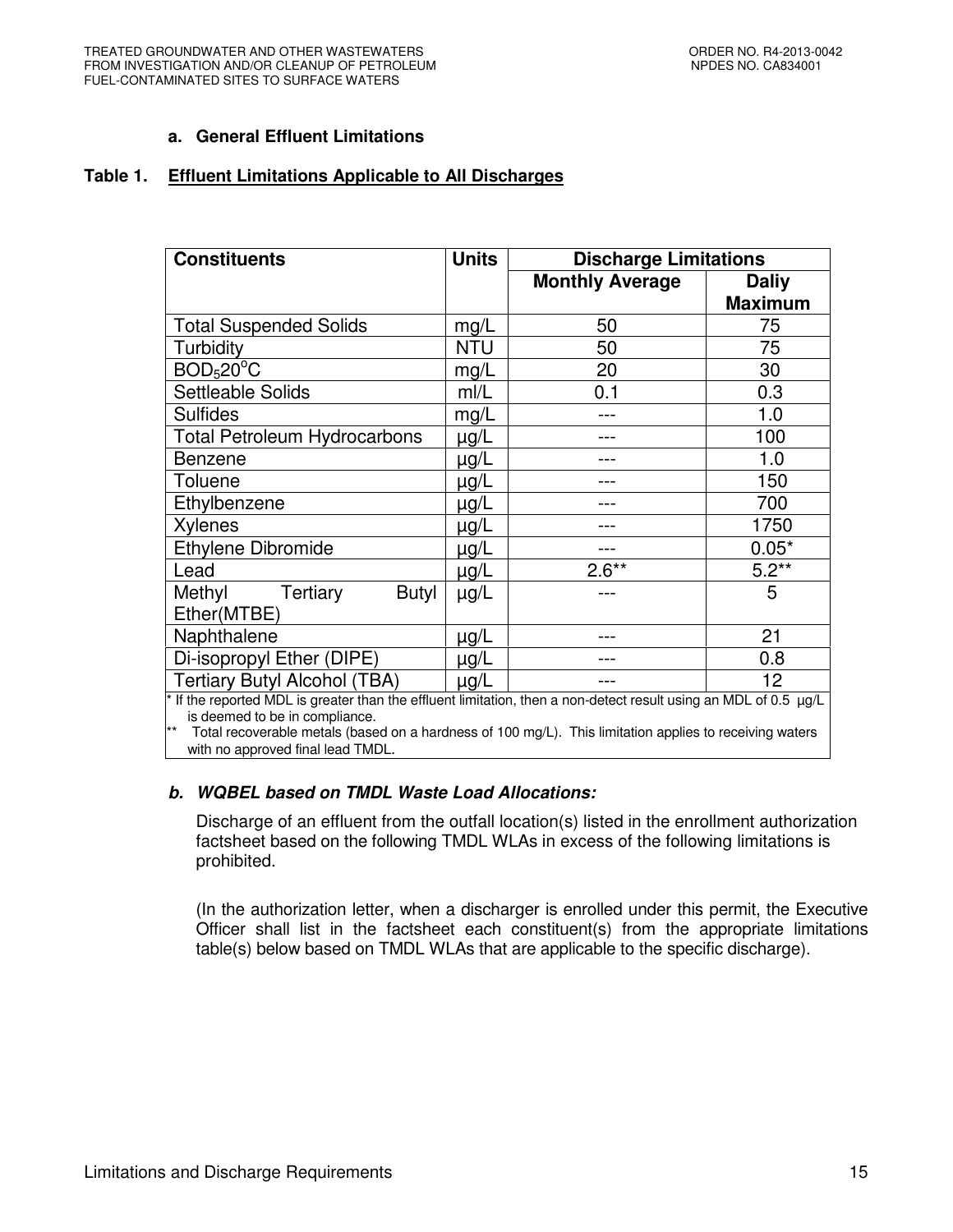### a. General Effluent Limitations

**Table 1. Effluent Limitations Applicable to All Discharges**

| Constituents | Units | Discharge Limitations | |
|---|---|---|---|
| | | Monthly Average | Daliy Maximum |
| Total Suspended Solids | mg/L | 50 | 75 |
| Turbidity | NTU | 50 | 75 |
| $BOD_5 20^oC$ | mg/L | 20 | 30 |
| Settleable Solids | ml/L | 0.1 | 0.3 |
| Sulfides | mg/L | --- | 1.0 |
| Total Petroleum Hydrocarbons | µg/L | --- | 100 |
| Benzene | µg/L | --- | 1.0 |
| Toluene | µg/L | --- | 150 |
| Ethylbenzene | µg/L | --- | 700 |
| Xylenes | µg/L | --- | 1750 |
| Ethylene Dibromide | µg/L | --- | 0.05* |
| Lead | µg/L | 2.6** | 5.2** |
| Methyl Tertiary Butyl Ether(MTBE) | µg/L | --- | 5 |
| Naphthalene | µg/L | --- | 21 |
| Di-isopropyl Ether (DIPE) | µg/L | --- | 0.8 |
| Tertiary Butyl Alcohol (TBA) | µg/L | --- | 12 |

\* If the reported MDL is greater than the effluent limitation, then a non-detect result using an MDL of 0.5 µg/L is deemed to be in compliance.

\*\* Total recoverable metals (based on a hardness of 100 mg/L). This limitation applies to receiving waters with no approved final lead TMDL.

### *b. WQBEL based on TMDL Waste Load Allocations:*

Discharge of an effluent from the outfall location(s) listed in the enrollment authorization factsheet based on the following TMDL WLAs in excess of the following limitations is prohibited.

(In the authorization letter, when a discharger is enrolled under this permit, the Executive Officer shall list in the factsheet each constituent(s) from the appropriate limitations table(s) below based on TMDL WLAs that are applicable to the specific discharge).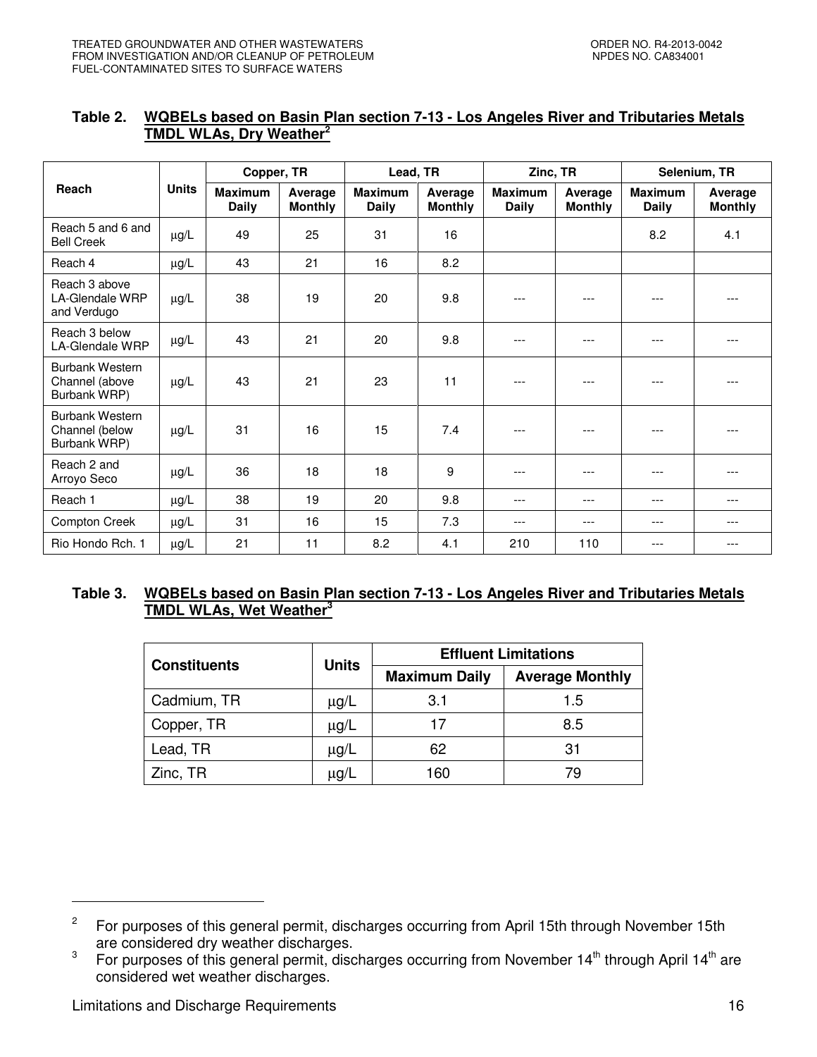**Table 2. WQBELs based on Basin Plan section 7-13 - Los Angeles River and Tributaries Metals TMDL WLAs, Dry Weather[2]**

| Reach | Units | Copper, TR | | Lead, TR | | Zinc, TR | | Selenium, TR | |
|---|---|---|---|---|---|---|---|---|---|
| | | Maximum Daily | Average Monthly | Maximum Daily | Average Monthly | Maximum Daily | Average Monthly | Maximum Daily | Average Monthly |
| Reach 5 and 6 and Bell Creek | μg/L | 49 | 25 | 31 | 16 | | | 8.2 | 4.1 |
| Reach 4 | μg/L | 43 | 21 | 16 | 8.2 | | | | |
| Reach 3 above LA-Glendale WRP and Verdugo | μg/L | 38 | 19 | 20 | 9.8 | --- | --- | --- | --- |
| Reach 3 below LA-Glendale WRP | μg/L | 43 | 21 | 20 | 9.8 | --- | --- | --- | --- |
| Burbank Western Channel (above Burbank WRP) | μg/L | 43 | 21 | 23 | 11 | --- | --- | --- | --- |
| Burbank Western Channel (below Burbank WRP) | μg/L | 31 | 16 | 15 | 7.4 | --- | --- | --- | --- |
| Reach 2 and Arroyo Seco | μg/L | 36 | 18 | 18 | 9 | --- | --- | --- | --- |
| Reach 1 | μg/L | 38 | 19 | 20 | 9.8 | --- | --- | --- | --- |
| Compton Creek | μg/L | 31 | 16 | 15 | 7.3 | --- | --- | --- | --- |
| Rio Hondo Rch. 1 | μg/L | 21 | 11 | 8.2 | 4.1 | 210 | 110 | --- | --- |

**Table 3. WQBELs based on Basin Plan section 7-13 - Los Angeles River and Tributaries Metals TMDL WLAs, Wet Weather[3]**

| Constituents | Units | Effluent Limitations | |
|---|---|---|---|
| | | Maximum Daily | Average Monthly |
| Cadmium, TR | μg/L | 3.1 | 1.5 |
| Copper, TR | μg/L | 17 | 8.5 |
| Lead, TR | μg/L | 62 | 31 |
| Zinc, TR | μg/L | 160 | 79 |

---

[2] For purposes of this general permit, discharges occurring from April 15th through November 15th are considered dry weather discharges.

[3] For purposes of this general permit, discharges occurring from November 14th through April 14th are considered wet weather discharges.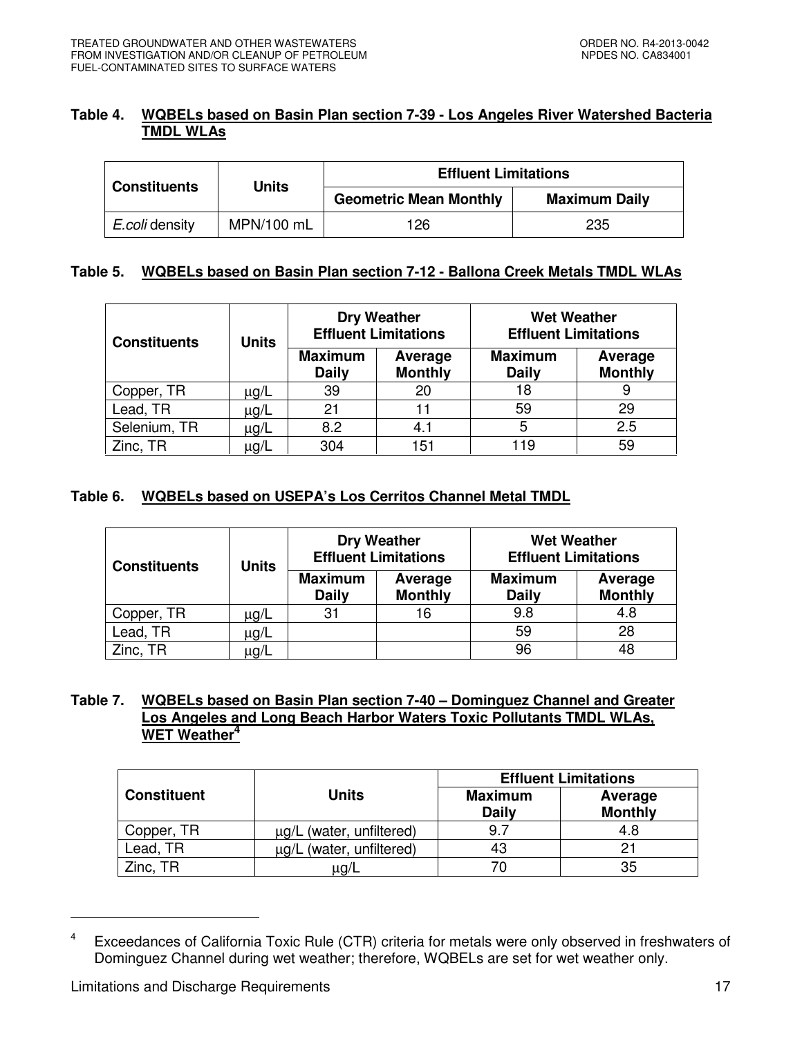**Table 4. WQBELs based on Basin Plan section 7-39 - Los Angeles River Watershed Bacteria TMDL WLAs**

| Constituents | Units | Effluent Limitations | |
|---|---|---|---|
| | | Geometric Mean Monthly | Maximum Daily |
| *E.coli* density | MPN/100 mL | 126 | 235 |

**Table 5. WQBELs based on Basin Plan section 7-12 - Ballona Creek Metals TMDL WLAs**

| Constituents | Units | Dry Weather Effluent Limitations | | Wet Weather Effluent Limitations | |
|---|---|---|---|---|---|
| | | Maximum Daily | Average Monthly | Maximum Daily | Average Monthly |
| Copper, TR | µg/L | 39 | 20 | 18 | 9 |
| Lead, TR | µg/L | 21 | 11 | 59 | 29 |
| Selenium, TR | µg/L | 8.2 | 4.1 | 5 | 2.5 |
| Zinc, TR | µg/L | 304 | 151 | 119 | 59 |

**Table 6. WQBELs based on USEPA's Los Cerritos Channel Metal TMDL**

| Constituents | Units | Dry Weather Effluent Limitations | | Wet Weather Effluent Limitations | |
|---|---|---|---|---|---|
| | | Maximum Daily | Average Monthly | Maximum Daily | Average Monthly |
| Copper, TR | µg/L | 31 | 16 | 9.8 | 4.8 |
| Lead, TR | µg/L | | | 59 | 28 |
| Zinc, TR | µg/L | | | 96 | 48 |

**Table 7. WQBELs based on Basin Plan section 7-40 – Dominguez Channel and Greater Los Angeles and Long Beach Harbor Waters Toxic Pollutants TMDL WLAs, WET Weather[4]**

| Constituent | Units | Effluent Limitations | |
|---|---|---|---|
| | | Maximum Daily | Average Monthly |
| Copper, TR | µg/L (water, unfiltered) | 9.7 | 4.8 |
| Lead, TR | µg/L (water, unfiltered) | 43 | 21 |
| Zinc, TR | µg/L | 70 | 35 |

[4] Exceedances of California Toxic Rule (CTR) criteria for metals were only observed in freshwaters of Dominguez Channel during wet weather; therefore, WQBELs are set for wet weather only.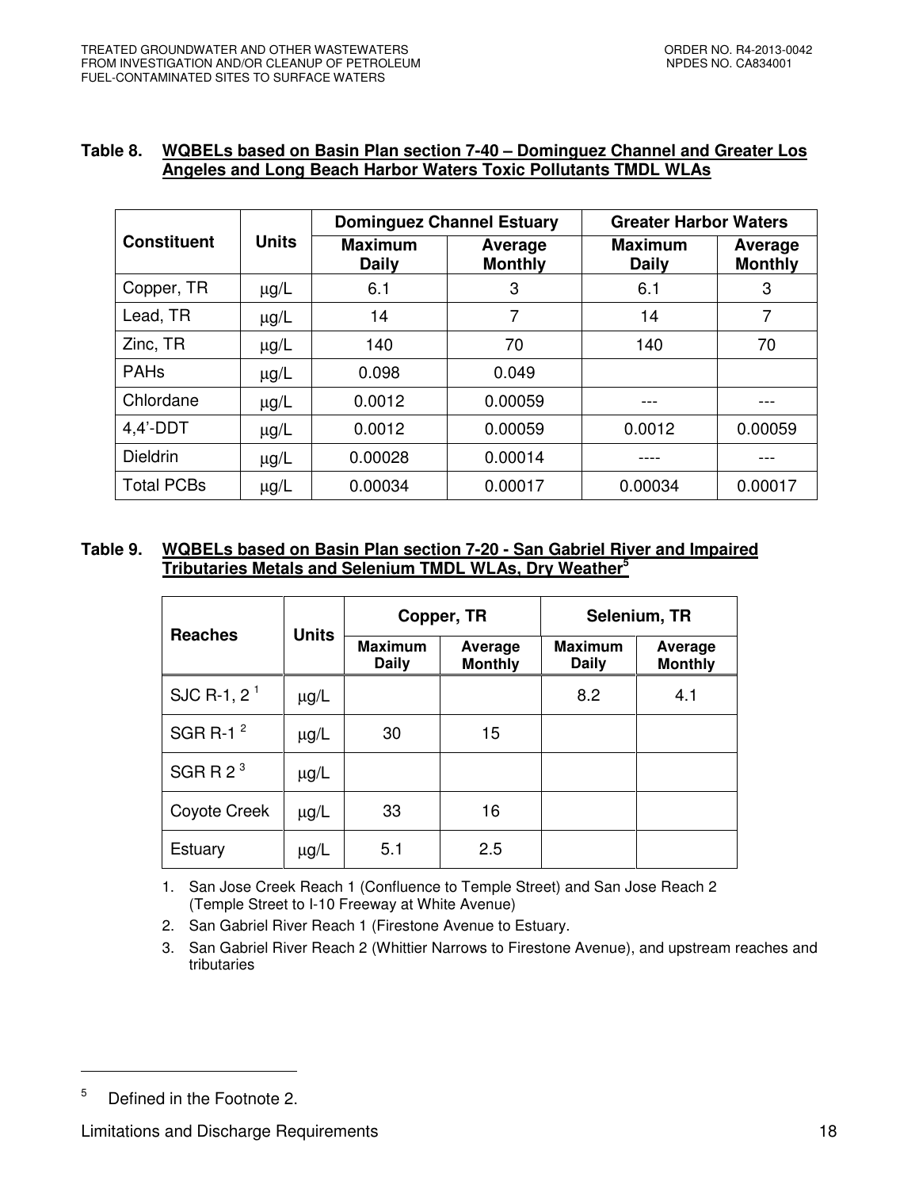**Table 8. WQBELs based on Basin Plan section 7-40 – Dominguez Channel and Greater Los Angeles and Long Beach Harbor Waters Toxic Pollutants TMDL WLAs**

| Constituent | Units | Dominguez Channel Estuary | | Greater Harbor Waters | |
|---|---|---|---|---|---|
| | | Maximum Daily | Average Monthly | Maximum Daily | Average Monthly |
| Copper, TR | μg/L | 6.1 | 3 | 6.1 | 3 |
| Lead, TR | μg/L | 14 | 7 | 14 | 7 |
| Zinc, TR | μg/L | 140 | 70 | 140 | 70 |
| PAHs | μg/L | 0.098 | 0.049 | | |
| Chlordane | μg/L | 0.0012 | 0.00059 | --- | --- |
| 4,4'-DDT | μg/L | 0.0012 | 0.00059 | 0.0012 | 0.00059 |
| Dieldrin | μg/L | 0.00028 | 0.00014 | ---- | --- |
| Total PCBs | μg/L | 0.00034 | 0.00017 | 0.00034 | 0.00017 |

**Table 9. WQBELs based on Basin Plan section 7-20 - San Gabriel River and Impaired Tributaries Metals and Selenium TMDL WLAs, Dry Weather[5]**

| Reaches | Units | Copper, TR | | Selenium, TR | |
|---|---|---|---|---|---|
| | | Maximum Daily | Average Monthly | Maximum Daily | Average Monthly |
| SJC R-1, 2 [1] | μg/L | | | 8.2 | 4.1 |
| SGR R-1 [2] | μg/L | 30 | 15 | | |
| SGR R 2 [3] | μg/L | | | | |
| Coyote Creek | μg/L | 33 | 16 | | |
| Estuary | μg/L | 5.1 | 2.5 | | |

1. San Jose Creek Reach 1 (Confluence to Temple Street) and San Jose Reach 2 (Temple Street to I-10 Freeway at White Avenue)
2. San Gabriel River Reach 1 (Firestone Avenue to Estuary.
3. San Gabriel River Reach 2 (Whittier Narrows to Firestone Avenue), and upstream reaches and tributaries

---

[5] Defined in the Footnote 2.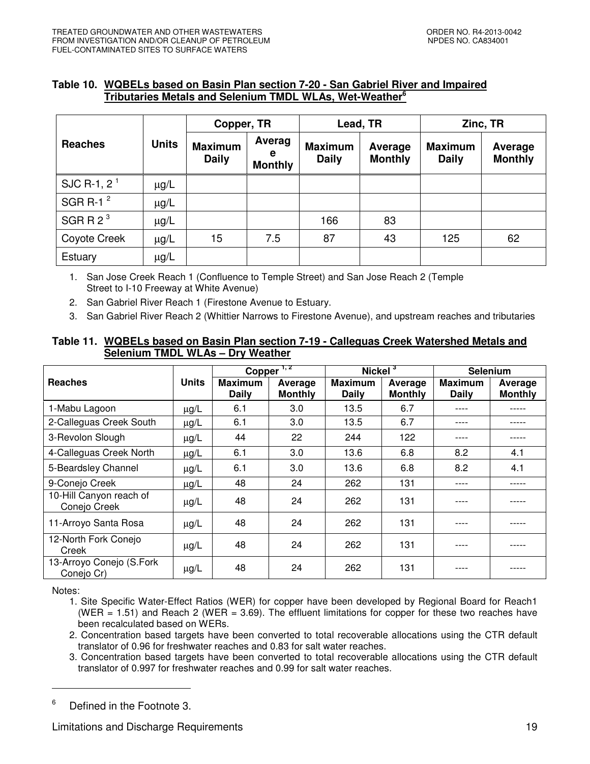**Table 10. WQBELs based on Basin Plan section 7-20 - San Gabriel River and Impaired Tributaries Metals and Selenium TMDL WLAs, Wet-Weather[6]**

| Reaches | Units | Copper, TR | | Lead, TR | | Zinc, TR | |
|---|---|---|---|---|---|---|---|
| | | Maximum Daily | Average Monthly | Maximum Daily | Average Monthly | Maximum Daily | Average Monthly |
| SJC R-1, 2 [1] | μg/L | | | | | | |
| SGR R-1 [2] | μg/L | | | | | | |
| SGR R 2 [3] | μg/L | | | 166 | 83 | | |
| Coyote Creek | μg/L | 15 | 7.5 | 87 | 43 | 125 | 62 |
| Estuary | μg/L | | | | | | |

1. San Jose Creek Reach 1 (Confluence to Temple Street) and San Jose Reach 2 (Temple Street to I-10 Freeway at White Avenue)
2. San Gabriel River Reach 1 (Firestone Avenue to Estuary.
3. San Gabriel River Reach 2 (Whittier Narrows to Firestone Avenue), and upstream reaches and tributaries

**Table 11. WQBELs based on Basin Plan section 7-19 - Calleguas Creek Watershed Metals and Selenium TMDL WLAs – Dry Weather**

| Reaches | Units | Copper [1, 2] | | Nickel [3] | | Selenium | |
|---|---|---|---|---|---|---|---|
| | | Maximum Daily | Average Monthly | Maximum Daily | Average Monthly | Maximum Daily | Average Monthly |
| 1-Mabu Lagoon | μg/L | 6.1 | 3.0 | 13.5 | 6.7 | ---- | ----- |
| 2-Calleguas Creek South | μg/L | 6.1 | 3.0 | 13.5 | 6.7 | ---- | ----- |
| 3-Revolon Slough | μg/L | 44 | 22 | 244 | 122 | ---- | ----- |
| 4-Calleguas Creek North | μg/L | 6.1 | 3.0 | 13.6 | 6.8 | 8.2 | 4.1 |
| 5-Beardsley Channel | μg/L | 6.1 | 3.0 | 13.6 | 6.8 | 8.2 | 4.1 |
| 9-Conejo Creek | μg/L | 48 | 24 | 262 | 131 | ---- | ----- |
| 10-Hill Canyon reach of Conejo Creek | μg/L | 48 | 24 | 262 | 131 | ---- | ----- |
| 11-Arroyo Santa Rosa | μg/L | 48 | 24 | 262 | 131 | ---- | ----- |
| 12-North Fork Conejo Creek | μg/L | 48 | 24 | 262 | 131 | ---- | ----- |
| 13-Arroyo Conejo (S.Fork Conejo Cr) | μg/L | 48 | 24 | 262 | 131 | ---- | ----- |

Notes:

1. Site Specific Water-Effect Ratios (WER) for copper have been developed by Regional Board for Reach1 (WER = 1.51) and Reach 2 (WER = 3.69). The effluent limitations for copper for these two reaches have been recalculated based on WERs.
2. Concentration based targets have been converted to total recoverable allocations using the CTR default translator of 0.96 for freshwater reaches and 0.83 for salt water reaches.
3. Concentration based targets have been converted to total recoverable allocations using the CTR default translator of 0.997 for freshwater reaches and 0.99 for salt water reaches.

---

[6] Defined in the Footnote 3.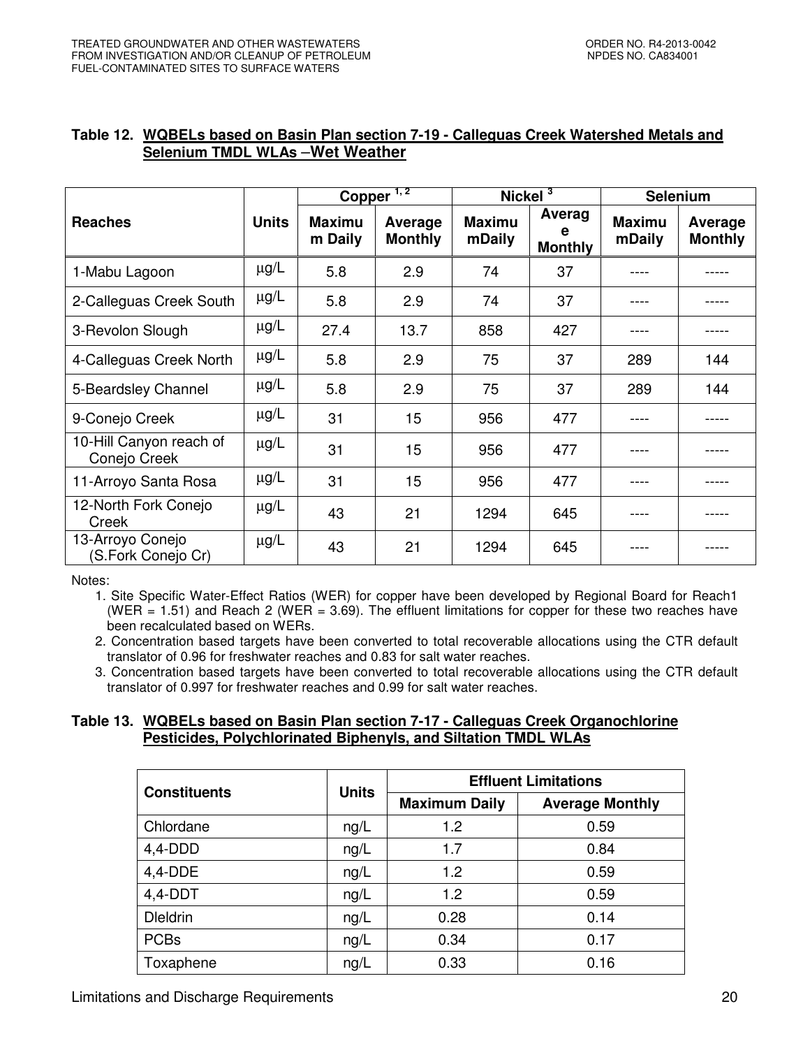**Table 12. WQBELs based on Basin Plan section 7-19 - Calleguas Creek Watershed Metals and Selenium TMDL WLAs –Wet Weather**

| Reaches | Units | Copper [1, 2] | | Nickel [3] | | Selenium | |
|---|---|---|---|---|---|---|---|
| | | Maximum Daily | Average Monthly | Maximum Daily | Average Monthly | Maximum Daily | Average Monthly |
| 1-Mabu Lagoon | µg/L | 5.8 | 2.9 | 74 | 37 | ---- | ----- |
| 2-Calleguas Creek South | µg/L | 5.8 | 2.9 | 74 | 37 | ---- | ----- |
| 3-Revolon Slough | µg/L | 27.4 | 13.7 | 858 | 427 | ---- | ----- |
| 4-Calleguas Creek North | µg/L | 5.8 | 2.9 | 75 | 37 | 289 | 144 |
| 5-Beardsley Channel | µg/L | 5.8 | 2.9 | 75 | 37 | 289 | 144 |
| 9-Conejo Creek | µg/L | 31 | 15 | 956 | 477 | ---- | ----- |
| 10-Hill Canyon reach of Conejo Creek | µg/L | 31 | 15 | 956 | 477 | ---- | ----- |
| 11-Arroyo Santa Rosa | µg/L | 31 | 15 | 956 | 477 | ---- | ----- |
| 12-North Fork Conejo Creek | µg/L | 43 | 21 | 1294 | 645 | ---- | ----- |
| 13-Arroyo Conejo (S.Fork Conejo Cr) | µg/L | 43 | 21 | 1294 | 645 | ---- | ----- |

Notes:

1. Site Specific Water-Effect Ratios (WER) for copper have been developed by Regional Board for Reach1 (WER = 1.51) and Reach 2 (WER = 3.69). The effluent limitations for copper for these two reaches have been recalculated based on WERs.
2. Concentration based targets have been converted to total recoverable allocations using the CTR default translator of 0.96 for freshwater reaches and 0.83 for salt water reaches.
3. Concentration based targets have been converted to total recoverable allocations using the CTR default translator of 0.997 for freshwater reaches and 0.99 for salt water reaches.

**Table 13. WQBELs based on Basin Plan section 7-17 - Calleguas Creek Organochlorine Pesticides, Polychlorinated Biphenyls, and Siltation TMDL WLAs**

| Constituents | Units | Effluent Limitations | |
|---|---|---|---|
| | | Maximum Daily | Average Monthly |
| Chlordane | ng/L | 1.2 | 0.59 |
| 4,4-DDD | ng/L | 1.7 | 0.84 |
| 4,4-DDE | ng/L | 1.2 | 0.59 |
| 4,4-DDT | ng/L | 1.2 | 0.59 |
| Dleldrin | ng/L | 0.28 | 0.14 |
| PCBs | ng/L | 0.34 | 0.17 |
| Toxaphene | ng/L | 0.33 | 0.16 |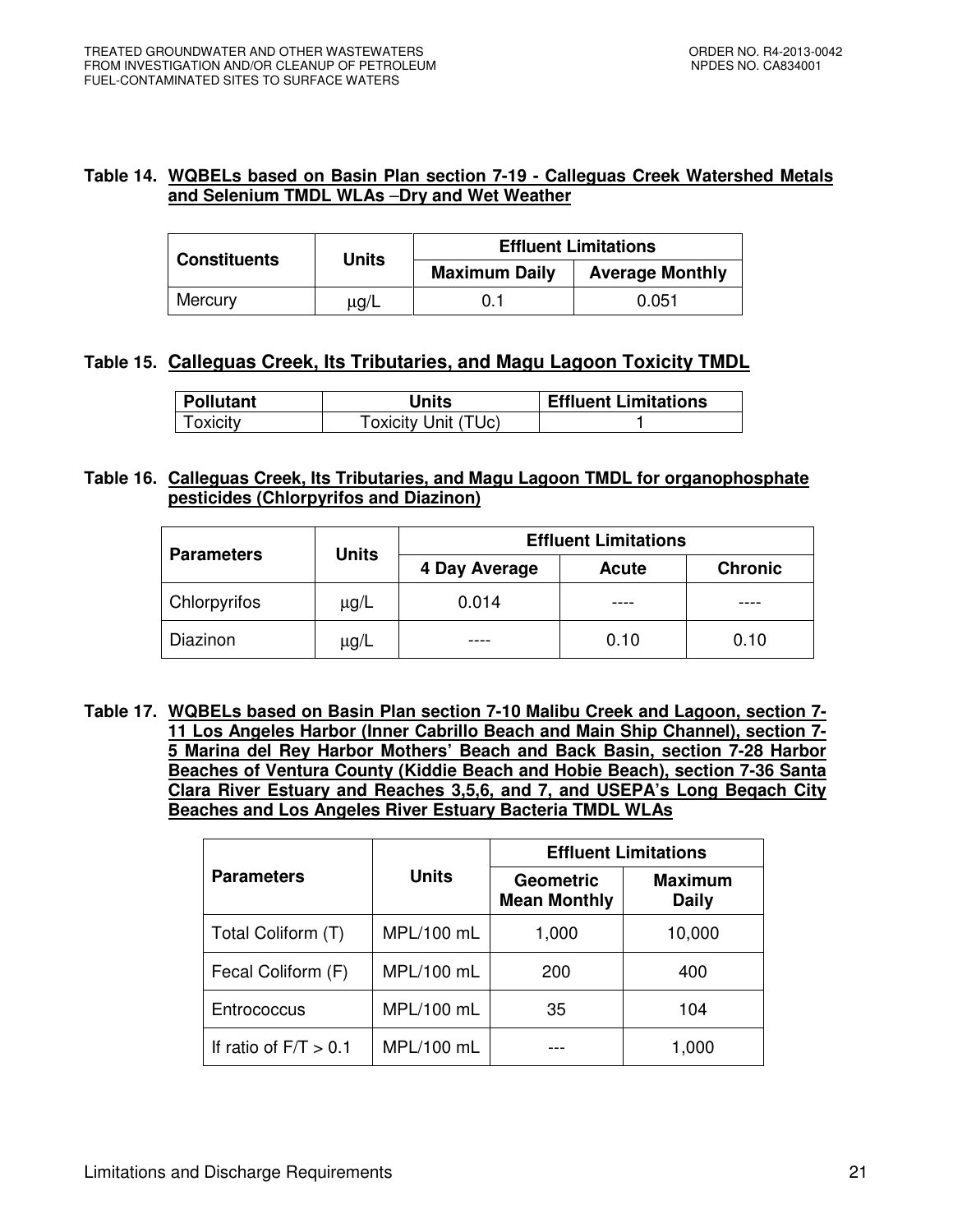**Table 14. WQBELs based on Basin Plan section 7-19 - Calleguas Creek Watershed Metals and Selenium TMDL WLAs –Dry and Wet Weather**

| Constituents | Units | Effluent Limitations | |
|---|---|---|---|
| | | Maximum Daily | Average Monthly |
| Mercury | μg/L | 0.1 | 0.051 |

**Table 15. Calleguas Creek, Its Tributaries, and Magu Lagoon Toxicity TMDL**

| Pollutant | Units | Effluent Limitations |
|---|---|---|
| Toxicity | Toxicity Unit (TUc) | 1 |

**Table 16. Calleguas Creek, Its Tributaries, and Magu Lagoon TMDL for organophosphate pesticides (Chlorpyrifos and Diazinon)**

| Parameters | Units | Effluent Limitations | | |
|---|---|---|---|---|
| | | 4 Day Average | Acute | Chronic |
| Chlorpyrifos | μg/L | 0.014 | ---- | ---- |
| Diazinon | μg/L | ---- | 0.10 | 0.10 |

**Table 17. WQBELs based on Basin Plan section 7-10 Malibu Creek and Lagoon, section 7-11 Los Angeles Harbor (Inner Cabrillo Beach and Main Ship Channel), section 7-5 Marina del Rey Harbor Mothers' Beach and Back Basin, section 7-28 Harbor Beaches of Ventura County (Kiddie Beach and Hobie Beach), section 7-36 Santa Clara River Estuary and Reaches 3,5,6, and 7, and USEPA's Long Beqach City Beaches and Los Angeles River Estuary Bacteria TMDL WLAs**

| Parameters | Units | Effluent Limitations | |
|---|---|---|---|
| | | Geometric Mean Monthly | Maximum Daily |
| Total Coliform (T) | MPL/100 mL | 1,000 | 10,000 |
| Fecal Coliform (F) | MPL/100 mL | 200 | 400 |
| Entrococcus | MPL/100 mL | 35 | 104 |
| If ratio of F/T > 0.1 | MPL/100 mL | --- | 1,000 |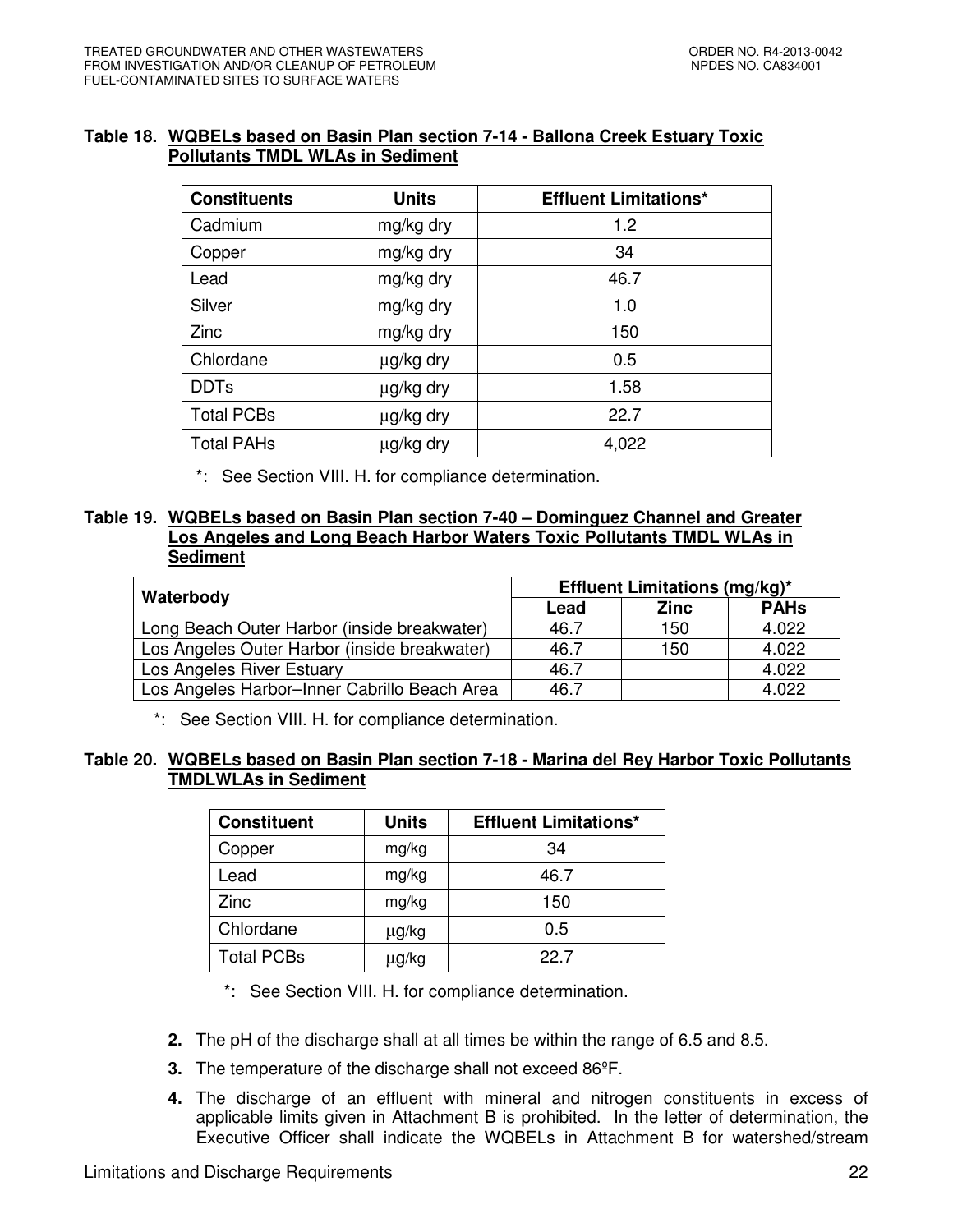**Table 18. WQBELs based on Basin Plan section 7-14 - Ballona Creek Estuary Toxic Pollutants TMDL WLAs in Sediment**

| Constituents | Units | Effluent Limitations* |
|---|---|---|
| Cadmium | mg/kg dry | 1.2 |
| Copper | mg/kg dry | 34 |
| Lead | mg/kg dry | 46.7 |
| Silver | mg/kg dry | 1.0 |
| Zinc | mg/kg dry | 150 |
| Chlordane | μg/kg dry | 0.5 |
| DDTs | μg/kg dry | 1.58 |
| Total PCBs | μg/kg dry | 22.7 |
| Total PAHs | μg/kg dry | 4,022 |

*: See Section VIII. H. for compliance determination.

**Table 19. WQBELs based on Basin Plan section 7-40 – Dominguez Channel and Greater Los Angeles and Long Beach Harbor Waters Toxic Pollutants TMDL WLAs in Sediment**

| Waterbody | Effluent Limitations (mg/kg)* | | |
|---|---|---|---|
| | Lead | Zinc | PAHs |
| Long Beach Outer Harbor (inside breakwater) | 46.7 | 150 | 4.022 |
| Los Angeles Outer Harbor (inside breakwater) | 46.7 | 150 | 4.022 |
| Los Angeles River Estuary | 46.7 | | 4.022 |
| Los Angeles Harbor–Inner Cabrillo Beach Area | 46.7 | | 4.022 |

*: See Section VIII. H. for compliance determination.

**Table 20. WQBELs based on Basin Plan section 7-18 - Marina del Rey Harbor Toxic Pollutants TMDLWLAs in Sediment**

| Constituent | Units | Effluent Limitations* |
|---|---|---|
| Copper | mg/kg | 34 |
| Lead | mg/kg | 46.7 |
| Zinc | mg/kg | 150 |
| Chlordane | μg/kg | 0.5 |
| Total PCBs | μg/kg | 22.7 |

*: See Section VIII. H. for compliance determination.

2. The pH of the discharge shall at all times be within the range of 6.5 and 8.5.
3. The temperature of the discharge shall not exceed 86ºF.
4. The discharge of an effluent with mineral and nitrogen constituents in excess of applicable limits given in Attachment B is prohibited. In the letter of determination, the Executive Officer shall indicate the WQBELs in Attachment B for watershed/stream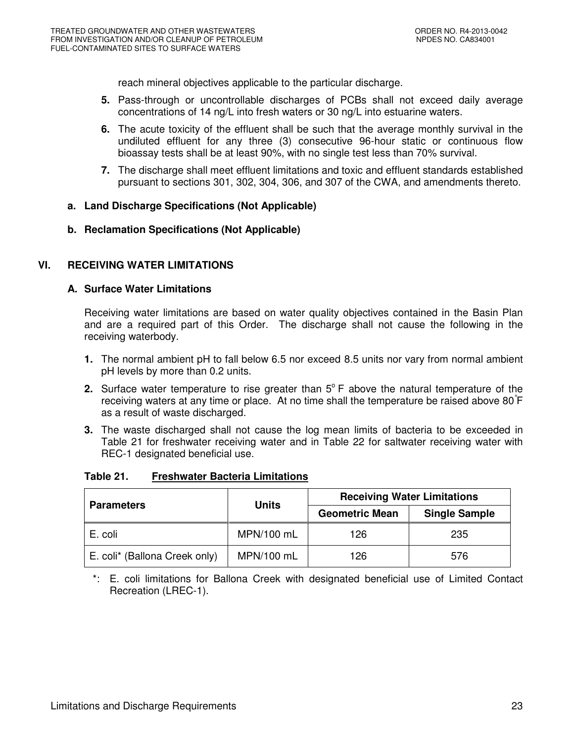reach mineral objectives applicable to the particular discharge.

5. Pass-through or uncontrollable discharges of PCBs shall not exceed daily average concentrations of 14 ng/L into fresh waters or 30 ng/L into estuarine waters.

6. The acute toxicity of the effluent shall be such that the average monthly survival in the undiluted effluent for any three (3) consecutive 96-hour static or continuous flow bioassay tests shall be at least 90%, with no single test less than 70% survival.

7. The discharge shall meet effluent limitations and toxic and effluent standards established pursuant to sections 301, 302, 304, 306, and 307 of the CWA, and amendments thereto.

### a. Land Discharge Specifications (Not Applicable)

### b. Reclamation Specifications (Not Applicable)

## VI. RECEIVING WATER LIMITATIONS

### A. Surface Water Limitations

Receiving water limitations are based on water quality objectives contained in the Basin Plan and are a required part of this Order. The discharge shall not cause the following in the receiving waterbody.

1. The normal ambient pH to fall below 6.5 nor exceed 8.5 units nor vary from normal ambient pH levels by more than 0.2 units.

2. Surface water temperature to rise greater than 5°F above the natural temperature of the receiving waters at any time or place. At no time shall the temperature be raised above 80°F as a result of waste discharged.

3. The waste discharged shall not cause the log mean limits of bacteria to be exceeded in Table 21 for freshwater receiving water and in Table 22 for saltwater receiving water with REC-1 designated beneficial use.

**Table 21. Freshwater Bacteria Limitations**

| Parameters | Units | Receiving Water Limitations | |
|---|---|---|---|
| | | Geometric Mean | Single Sample |
| E. coli | MPN/100 mL | 126 | 235 |
| E. coli* (Ballona Creek only) | MPN/100 mL | 126 | 576 |

*: E. coli limitations for Ballona Creek with designated beneficial use of Limited Contact Recreation (LREC-1).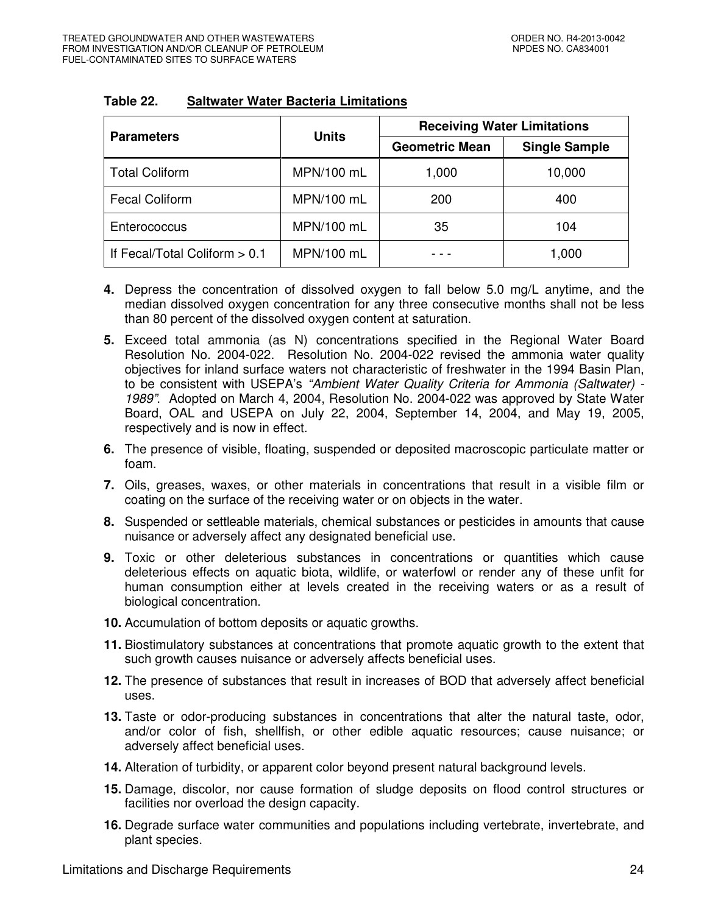**Table 22. Saltwater Water Bacteria Limitations**

| Parameters | Units | Receiving Water Limitations | |
|---|---|---|---|
| | | Geometric Mean | Single Sample |
| Total Coliform | MPN/100 mL | 1,000 | 10,000 |
| Fecal Coliform | MPN/100 mL | 200 | 400 |
| Enterococcus | MPN/100 mL | 35 | 104 |
| If Fecal/Total Coliform > 0.1 | MPN/100 mL | - - - | 1,000 |

4. Depress the concentration of dissolved oxygen to fall below 5.0 mg/L anytime, and the median dissolved oxygen concentration for any three consecutive months shall not be less than 80 percent of the dissolved oxygen content at saturation.
5. Exceed total ammonia (as N) concentrations specified in the Regional Water Board Resolution No. 2004-022. Resolution No. 2004-022 revised the ammonia water quality objectives for inland surface waters not characteristic of freshwater in the 1994 Basin Plan, to be consistent with USEPA's *"Ambient Water Quality Criteria for Ammonia (Saltwater) - 1989"*. Adopted on March 4, 2004, Resolution No. 2004-022 was approved by State Water Board, OAL and USEPA on July 22, 2004, September 14, 2004, and May 19, 2005, respectively and is now in effect.
6. The presence of visible, floating, suspended or deposited macroscopic particulate matter or foam.
7. Oils, greases, waxes, or other materials in concentrations that result in a visible film or coating on the surface of the receiving water or on objects in the water.
8. Suspended or settleable materials, chemical substances or pesticides in amounts that cause nuisance or adversely affect any designated beneficial use.
9. Toxic or other deleterious substances in concentrations or quantities which cause deleterious effects on aquatic biota, wildlife, or waterfowl or render any of these unfit for human consumption either at levels created in the receiving waters or as a result of biological concentration.
10. Accumulation of bottom deposits or aquatic growths.
11. Biostimulatory substances at concentrations that promote aquatic growth to the extent that such growth causes nuisance or adversely affects beneficial uses.
12. The presence of substances that result in increases of BOD that adversely affect beneficial uses.
13. Taste or odor-producing substances in concentrations that alter the natural taste, odor, and/or color of fish, shellfish, or other edible aquatic resources; cause nuisance; or adversely affect beneficial uses.
14. Alteration of turbidity, or apparent color beyond present natural background levels.
15. Damage, discolor, nor cause formation of sludge deposits on flood control structures or facilities nor overload the design capacity.
16. Degrade surface water communities and populations including vertebrate, invertebrate, and plant species.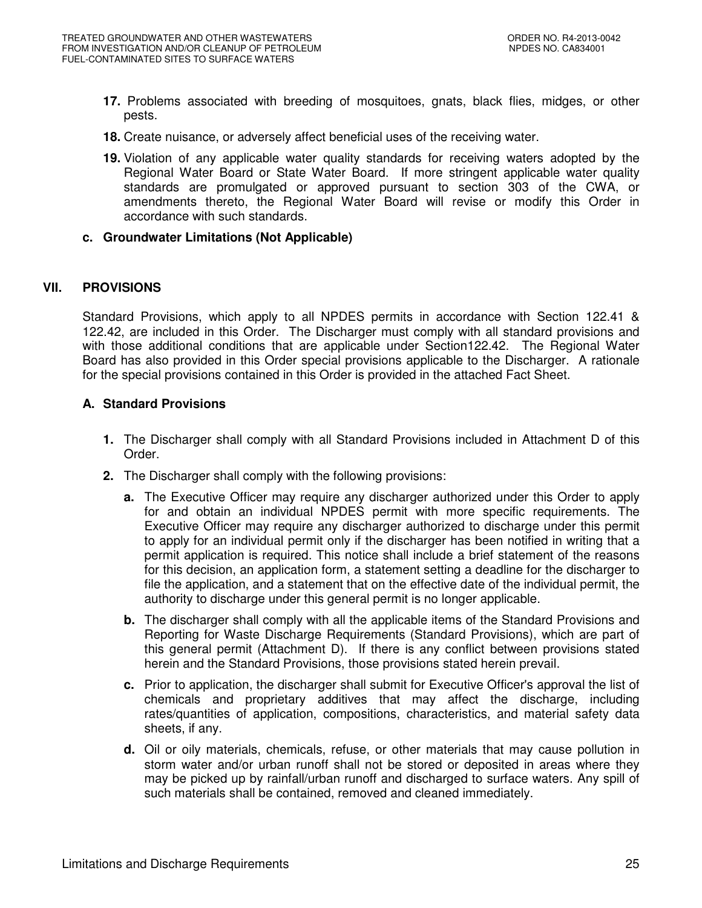17. Problems associated with breeding of mosquitoes, gnats, black flies, midges, or other pests.

18. Create nuisance, or adversely affect beneficial uses of the receiving water.

19. Violation of any applicable water quality standards for receiving waters adopted by the Regional Water Board or State Water Board. If more stringent applicable water quality standards are promulgated or approved pursuant to section 303 of the CWA, or amendments thereto, the Regional Water Board will revise or modify this Order in accordance with such standards.

**c. Groundwater Limitations (Not Applicable)**

## VII. PROVISIONS

Standard Provisions, which apply to all NPDES permits in accordance with Section 122.41 & 122.42, are included in this Order. The Discharger must comply with all standard provisions and with those additional conditions that are applicable under Section122.42. The Regional Water Board has also provided in this Order special provisions applicable to the Discharger. A rationale for the special provisions contained in this Order is provided in the attached Fact Sheet.

### A. Standard Provisions

1. The Discharger shall comply with all Standard Provisions included in Attachment D of this Order.

2. The Discharger shall comply with the following provisions:

   a. The Executive Officer may require any discharger authorized under this Order to apply for and obtain an individual NPDES permit with more specific requirements. The Executive Officer may require any discharger authorized to discharge under this permit to apply for an individual permit only if the discharger has been notified in writing that a permit application is required. This notice shall include a brief statement of the reasons for this decision, an application form, a statement setting a deadline for the discharger to file the application, and a statement that on the effective date of the individual permit, the authority to discharge under this general permit is no longer applicable.

   b. The discharger shall comply with all the applicable items of the Standard Provisions and Reporting for Waste Discharge Requirements (Standard Provisions), which are part of this general permit (Attachment D). If there is any conflict between provisions stated herein and the Standard Provisions, those provisions stated herein prevail.

   c. Prior to application, the discharger shall submit for Executive Officer's approval the list of chemicals and proprietary additives that may affect the discharge, including rates/quantities of application, compositions, characteristics, and material safety data sheets, if any.

   d. Oil or oily materials, chemicals, refuse, or other materials that may cause pollution in storm water and/or urban runoff shall not be stored or deposited in areas where they may be picked up by rainfall/urban runoff and discharged to surface waters. Any spill of such materials shall be contained, removed and cleaned immediately.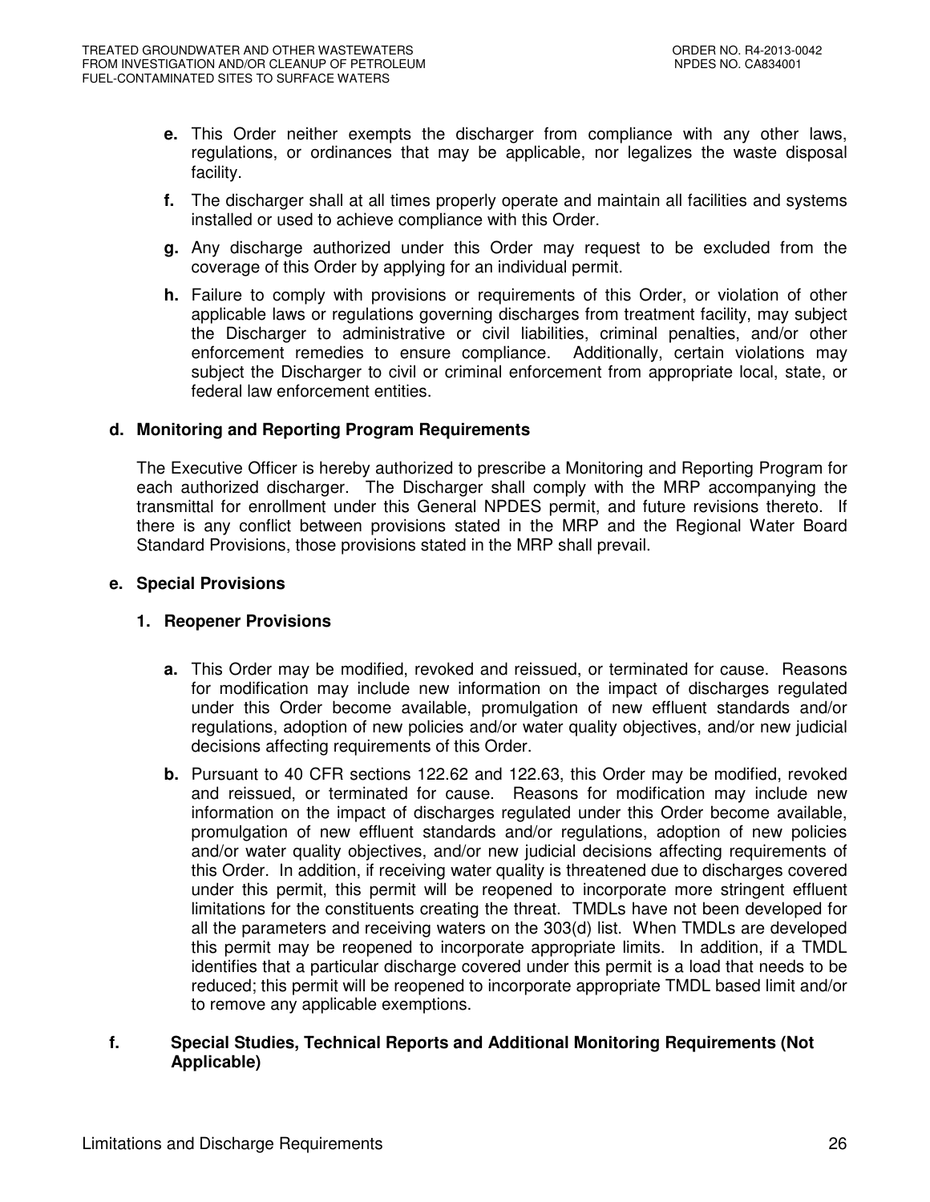**e.** This Order neither exempts the discharger from compliance with any other laws, regulations, or ordinances that may be applicable, nor legalizes the waste disposal facility.

**f.** The discharger shall at all times properly operate and maintain all facilities and systems installed or used to achieve compliance with this Order.

**g.** Any discharge authorized under this Order may request to be excluded from the coverage of this Order by applying for an individual permit.

**h.** Failure to comply with provisions or requirements of this Order, or violation of other applicable laws or regulations governing discharges from treatment facility, may subject the Discharger to administrative or civil liabilities, criminal penalties, and/or other enforcement remedies to ensure compliance. Additionally, certain violations may subject the Discharger to civil or criminal enforcement from appropriate local, state, or federal law enforcement entities.

### d. Monitoring and Reporting Program Requirements

The Executive Officer is hereby authorized to prescribe a Monitoring and Reporting Program for each authorized discharger. The Discharger shall comply with the MRP accompanying the transmittal for enrollment under this General NPDES permit, and future revisions thereto. If there is any conflict between provisions stated in the MRP and the Regional Water Board Standard Provisions, those provisions stated in the MRP shall prevail.

### e. Special Provisions

#### 1. Reopener Provisions

**a.** This Order may be modified, revoked and reissued, or terminated for cause. Reasons for modification may include new information on the impact of discharges regulated under this Order become available, promulgation of new effluent standards and/or regulations, adoption of new policies and/or water quality objectives, and/or new judicial decisions affecting requirements of this Order.

**b.** Pursuant to 40 CFR sections 122.62 and 122.63, this Order may be modified, revoked and reissued, or terminated for cause. Reasons for modification may include new information on the impact of discharges regulated under this Order become available, promulgation of new effluent standards and/or regulations, adoption of new policies and/or water quality objectives, and/or new judicial decisions affecting requirements of this Order. In addition, if receiving water quality is threatened due to discharges covered under this permit, this permit will be reopened to incorporate more stringent effluent limitations for the constituents creating the threat. TMDLs have not been developed for all the parameters and receiving waters on the 303(d) list. When TMDLs are developed this permit may be reopened to incorporate appropriate limits. In addition, if a TMDL identifies that a particular discharge covered under this permit is a load that needs to be reduced; this permit will be reopened to incorporate appropriate TMDL based limit and/or to remove any applicable exemptions.

### f. Special Studies, Technical Reports and Additional Monitoring Requirements (Not Applicable)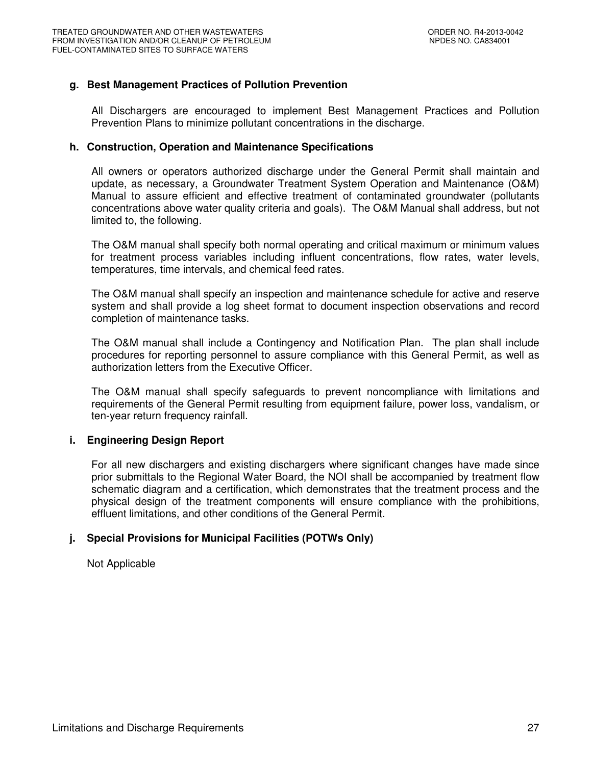#### g. Best Management Practices of Pollution Prevention

All Dischargers are encouraged to implement Best Management Practices and Pollution Prevention Plans to minimize pollutant concentrations in the discharge.

#### h. Construction, Operation and Maintenance Specifications

All owners or operators authorized discharge under the General Permit shall maintain and update, as necessary, a Groundwater Treatment System Operation and Maintenance (O&M) Manual to assure efficient and effective treatment of contaminated groundwater (pollutants concentrations above water quality criteria and goals). The O&M Manual shall address, but not limited to, the following.

The O&M manual shall specify both normal operating and critical maximum or minimum values for treatment process variables including influent concentrations, flow rates, water levels, temperatures, time intervals, and chemical feed rates.

The O&M manual shall specify an inspection and maintenance schedule for active and reserve system and shall provide a log sheet format to document inspection observations and record completion of maintenance tasks.

The O&M manual shall include a Contingency and Notification Plan. The plan shall include procedures for reporting personnel to assure compliance with this General Permit, as well as authorization letters from the Executive Officer.

The O&M manual shall specify safeguards to prevent noncompliance with limitations and requirements of the General Permit resulting from equipment failure, power loss, vandalism, or ten-year return frequency rainfall.

#### i. Engineering Design Report

For all new dischargers and existing dischargers where significant changes have made since prior submittals to the Regional Water Board, the NOI shall be accompanied by treatment flow schematic diagram and a certification, which demonstrates that the treatment process and the physical design of the treatment components will ensure compliance with the prohibitions, effluent limitations, and other conditions of the General Permit.

#### j. Special Provisions for Municipal Facilities (POTWs Only)

Not Applicable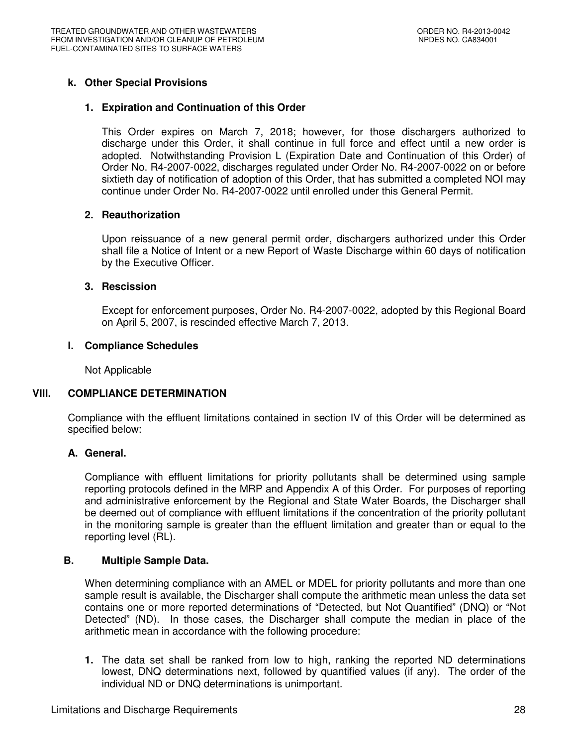### k. Other Special Provisions

#### 1. Expiration and Continuation of this Order

This Order expires on March 7, 2018; however, for those dischargers authorized to discharge under this Order, it shall continue in full force and effect until a new order is adopted. Notwithstanding Provision L (Expiration Date and Continuation of this Order) of Order No. R4-2007-0022, discharges regulated under Order No. R4-2007-0022 on or before sixtieth day of notification of adoption of this Order, that has submitted a completed NOI may continue under Order No. R4-2007-0022 until enrolled under this General Permit.

#### 2. Reauthorization

Upon reissuance of a new general permit order, dischargers authorized under this Order shall file a Notice of Intent or a new Report of Waste Discharge within 60 days of notification by the Executive Officer.

#### 3. Rescission

Except for enforcement purposes, Order No. R4-2007-0022, adopted by this Regional Board on April 5, 2007, is rescinded effective March 7, 2013.

### l. Compliance Schedules

Not Applicable

## VIII. COMPLIANCE DETERMINATION

Compliance with the effluent limitations contained in section IV of this Order will be determined as specified below:

### A. General.

Compliance with effluent limitations for priority pollutants shall be determined using sample reporting protocols defined in the MRP and Appendix A of this Order. For purposes of reporting and administrative enforcement by the Regional and State Water Boards, the Discharger shall be deemed out of compliance with effluent limitations if the concentration of the priority pollutant in the monitoring sample is greater than the effluent limitation and greater than or equal to the reporting level (RL).

### B. Multiple Sample Data.

When determining compliance with an AMEL or MDEL for priority pollutants and more than one sample result is available, the Discharger shall compute the arithmetic mean unless the data set contains one or more reported determinations of "Detected, but Not Quantified" (DNQ) or "Not Detected" (ND). In those cases, the Discharger shall compute the median in place of the arithmetic mean in accordance with the following procedure:

1. The data set shall be ranked from low to high, ranking the reported ND determinations lowest, DNQ determinations next, followed by quantified values (if any). The order of the individual ND or DNQ determinations is unimportant.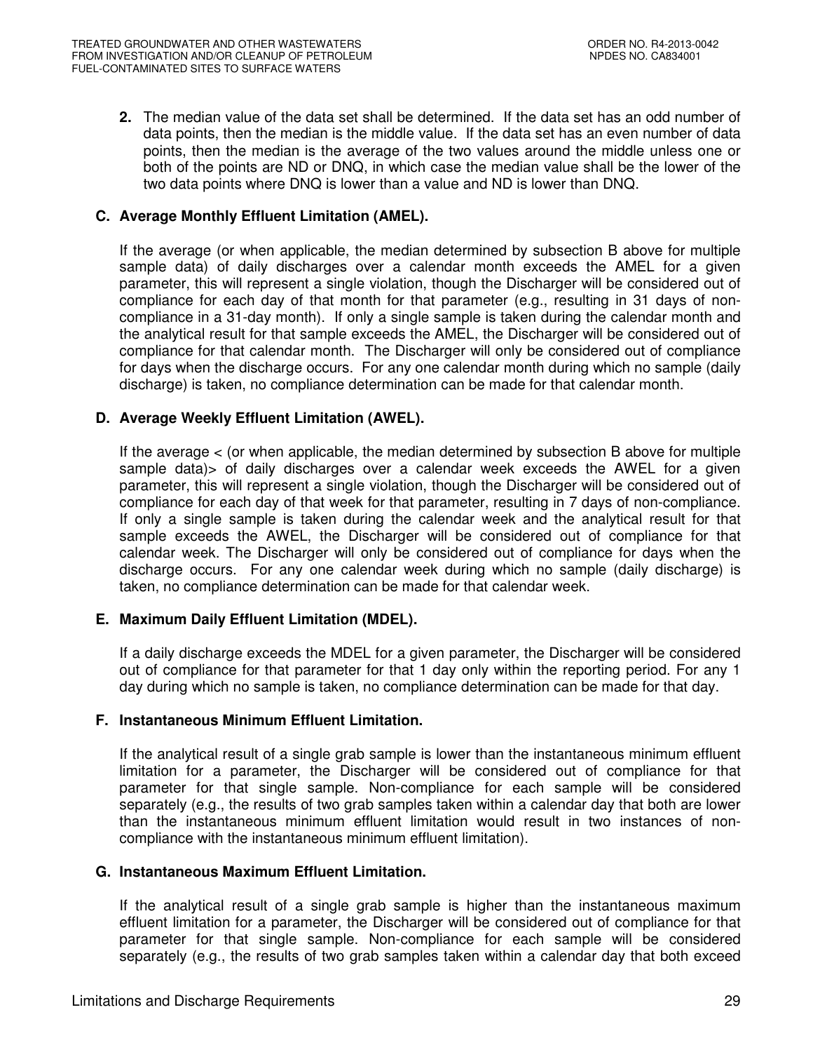2. The median value of the data set shall be determined. If the data set has an odd number of data points, then the median is the middle value. If the data set has an even number of data points, then the median is the average of the two values around the middle unless one or both of the points are ND or DNQ, in which case the median value shall be the lower of the two data points where DNQ is lower than a value and ND is lower than DNQ.

### C. Average Monthly Effluent Limitation (AMEL).

If the average (or when applicable, the median determined by subsection B above for multiple sample data) of daily discharges over a calendar month exceeds the AMEL for a given parameter, this will represent a single violation, though the Discharger will be considered out of compliance for each day of that month for that parameter (e.g., resulting in 31 days of non-compliance in a 31-day month). If only a single sample is taken during the calendar month and the analytical result for that sample exceeds the AMEL, the Discharger will be considered out of compliance for that calendar month. The Discharger will only be considered out of compliance for days when the discharge occurs. For any one calendar month during which no sample (daily discharge) is taken, no compliance determination can be made for that calendar month.

### D. Average Weekly Effluent Limitation (AWEL).

If the average < (or when applicable, the median determined by subsection B above for multiple sample data)> of daily discharges over a calendar week exceeds the AWEL for a given parameter, this will represent a single violation, though the Discharger will be considered out of compliance for each day of that week for that parameter, resulting in 7 days of non-compliance. If only a single sample is taken during the calendar week and the analytical result for that sample exceeds the AWEL, the Discharger will be considered out of compliance for that calendar week. The Discharger will only be considered out of compliance for days when the discharge occurs. For any one calendar week during which no sample (daily discharge) is taken, no compliance determination can be made for that calendar week.

### E. Maximum Daily Effluent Limitation (MDEL).

If a daily discharge exceeds the MDEL for a given parameter, the Discharger will be considered out of compliance for that parameter for that 1 day only within the reporting period. For any 1 day during which no sample is taken, no compliance determination can be made for that day.

### F. Instantaneous Minimum Effluent Limitation.

If the analytical result of a single grab sample is lower than the instantaneous minimum effluent limitation for a parameter, the Discharger will be considered out of compliance for that parameter for that single sample. Non-compliance for each sample will be considered separately (e.g., the results of two grab samples taken within a calendar day that both are lower than the instantaneous minimum effluent limitation would result in two instances of non-compliance with the instantaneous minimum effluent limitation).

### G. Instantaneous Maximum Effluent Limitation.

If the analytical result of a single grab sample is higher than the instantaneous maximum effluent limitation for a parameter, the Discharger will be considered out of compliance for that parameter for that single sample. Non-compliance for each sample will be considered separately (e.g., the results of two grab samples taken within a calendar day that both exceed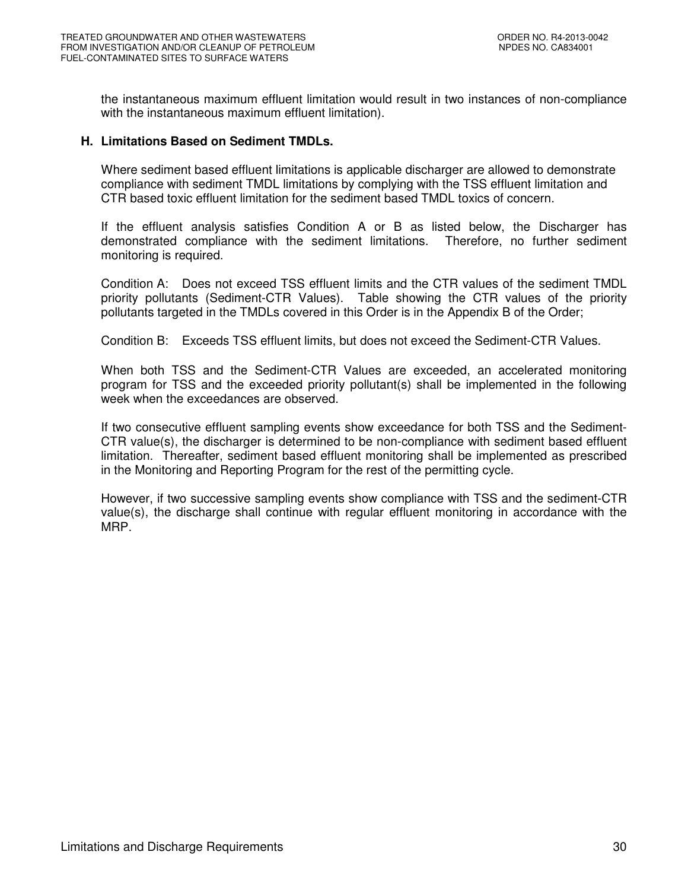the instantaneous maximum effluent limitation would result in two instances of non-compliance with the instantaneous maximum effluent limitation).

### H. Limitations Based on Sediment TMDLs.

Where sediment based effluent limitations is applicable discharger are allowed to demonstrate compliance with sediment TMDL limitations by complying with the TSS effluent limitation and CTR based toxic effluent limitation for the sediment based TMDL toxics of concern.

If the effluent analysis satisfies Condition A or B as listed below, the Discharger has demonstrated compliance with the sediment limitations. Therefore, no further sediment monitoring is required.

Condition A: Does not exceed TSS effluent limits and the CTR values of the sediment TMDL priority pollutants (Sediment-CTR Values). Table showing the CTR values of the priority pollutants targeted in the TMDLs covered in this Order is in the Appendix B of the Order;

Condition B: Exceeds TSS effluent limits, but does not exceed the Sediment-CTR Values.

When both TSS and the Sediment-CTR Values are exceeded, an accelerated monitoring program for TSS and the exceeded priority pollutant(s) shall be implemented in the following week when the exceedances are observed.

If two consecutive effluent sampling events show exceedance for both TSS and the Sediment-CTR value(s), the discharger is determined to be non-compliance with sediment based effluent limitation. Thereafter, sediment based effluent monitoring shall be implemented as prescribed in the Monitoring and Reporting Program for the rest of the permitting cycle.

However, if two successive sampling events show compliance with TSS and the sediment-CTR value(s), the discharge shall continue with regular effluent monitoring in accordance with the MRP.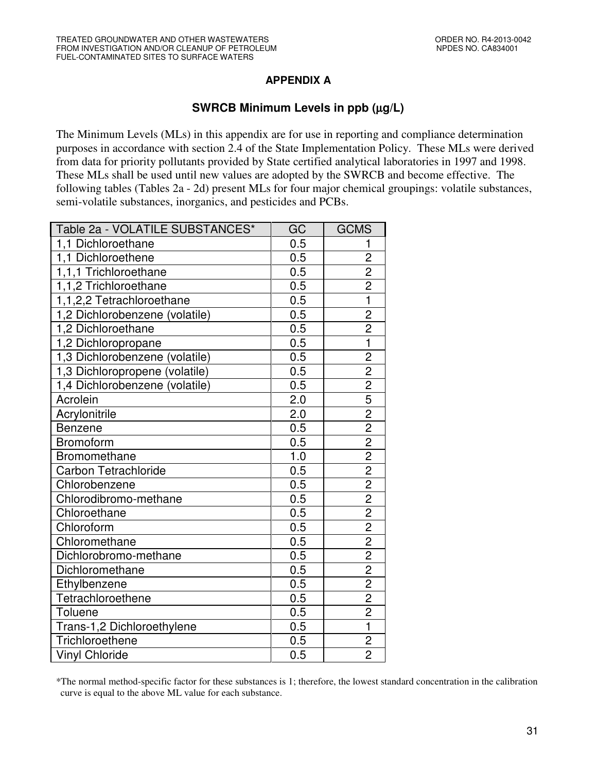## APPENDIX A

### SWRCB Minimum Levels in ppb (μg/L)

The Minimum Levels (MLs) in this appendix are for use in reporting and compliance determination purposes in accordance with section 2.4 of the State Implementation Policy. These MLs were derived from data for priority pollutants provided by State certified analytical laboratories in 1997 and 1998. These MLs shall be used until new values are adopted by the SWRCB and become effective. The following tables (Tables 2a - 2d) present MLs for four major chemical groupings: volatile substances, semi-volatile substances, inorganics, and pesticides and PCBs.

| Table 2a - VOLATILE SUBSTANCES* | GC | GCMS |
|---|---|---|
| 1,1 Dichloroethane | 0.5 | 1 |
| 1,1 Dichloroethene | 0.5 | 2 |
| 1,1,1 Trichloroethane | 0.5 | 2 |
| 1,1,2 Trichloroethane | 0.5 | 2 |
| 1,1,2,2 Tetrachloroethane | 0.5 | 1 |
| 1,2 Dichlorobenzene (volatile) | 0.5 | 2 |
| 1,2 Dichloroethane | 0.5 | 2 |
| 1,2 Dichloropropane | 0.5 | 1 |
| 1,3 Dichlorobenzene (volatile) | 0.5 | 2 |
| 1,3 Dichloropropene (volatile) | 0.5 | 2 |
| 1,4 Dichlorobenzene (volatile) | 0.5 | 2 |
| Acrolein | 2.0 | 5 |
| Acrylonitrile | 2.0 | 2 |
| Benzene | 0.5 | 2 |
| Bromoform | 0.5 | 2 |
| Bromomethane | 1.0 | 2 |
| Carbon Tetrachloride | 0.5 | 2 |
| Chlorobenzene | 0.5 | 2 |
| Chlorodibromo-methane | 0.5 | 2 |
| Chloroethane | 0.5 | 2 |
| Chloroform | 0.5 | 2 |
| Chloromethane | 0.5 | 2 |
| Dichlorobromo-methane | 0.5 | 2 |
| Dichloromethane | 0.5 | 2 |
| Ethylbenzene | 0.5 | 2 |
| Tetrachloroethene | 0.5 | 2 |
| Toluene | 0.5 | 2 |
| Trans-1,2 Dichloroethylene | 0.5 | 1 |
| Trichloroethene | 0.5 | 2 |
| Vinyl Chloride | 0.5 | 2 |

*The normal method-specific factor for these substances is 1; therefore, the lowest standard concentration in the calibration curve is equal to the above ML value for each substance.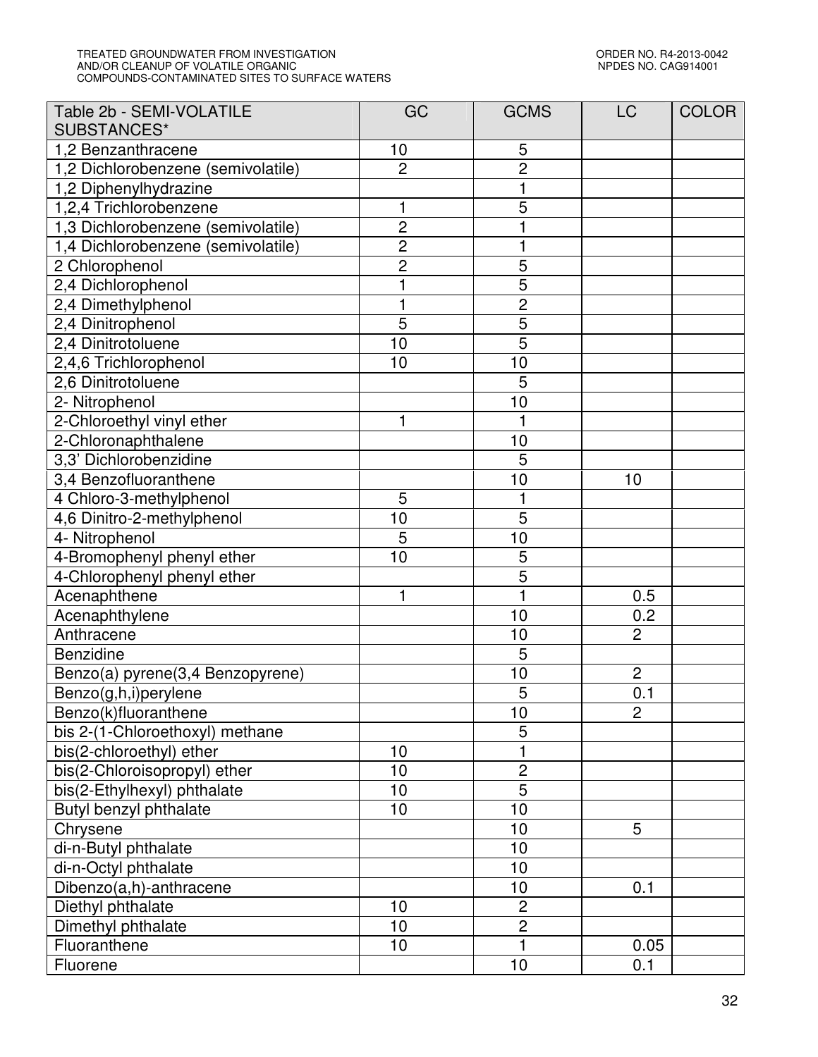| Table 2b - SEMI-VOLATILE SUBSTANCES* | GC | GCMS | LC | COLOR |
|---|---|---|---|---|
| 1,2 Benzanthracene | 10 | 5 | | |
| 1,2 Dichlorobenzene (semivolatile) | 2 | 2 | | |
| 1,2 Diphenylhydrazine | | 1 | | |
| 1,2,4 Trichlorobenzene | 1 | 5 | | |
| 1,3 Dichlorobenzene (semivolatile) | 2 | 1 | | |
| 1,4 Dichlorobenzene (semivolatile) | 2 | 1 | | |
| 2 Chlorophenol | 2 | 5 | | |
| 2,4 Dichlorophenol | 1 | 5 | | |
| 2,4 Dimethylphenol | 1 | 2 | | |
| 2,4 Dinitrophenol | 5 | 5 | | |
| 2,4 Dinitrotoluene | 10 | 5 | | |
| 2,4,6 Trichlorophenol | 10 | 10 | | |
| 2,6 Dinitrotoluene | | 5 | | |
| 2- Nitrophenol | | 10 | | |
| 2-Chloroethyl vinyl ether | 1 | 1 | | |
| 2-Chloronaphthalene | | 10 | | |
| 3,3' Dichlorobenzidine | | 5 | | |
| 3,4 Benzofluoranthene | | 10 | 10 | |
| 4 Chloro-3-methylphenol | 5 | 1 | | |
| 4,6 Dinitro-2-methylphenol | 10 | 5 | | |
| 4- Nitrophenol | 5 | 10 | | |
| 4-Bromophenyl phenyl ether | 10 | 5 | | |
| 4-Chlorophenyl phenyl ether | | 5 | | |
| Acenaphthene | 1 | 1 | 0.5 | |
| Acenaphthylene | | 10 | 0.2 | |
| Anthracene | | 10 | 2 | |
| Benzidine | | 5 | | |
| Benzo(a) pyrene(3,4 Benzopyrene) | | 10 | 2 | |
| Benzo(g,h,i)perylene | | 5 | 0.1 | |
| Benzo(k)fluoranthene | | 10 | 2 | |
| bis 2-(1-Chloroethoxyl) methane | | 5 | | |
| bis(2-chloroethyl) ether | 10 | 1 | | |
| bis(2-Chloroisopropyl) ether | 10 | 2 | | |
| bis(2-Ethylhexyl) phthalate | 10 | 5 | | |
| Butyl benzyl phthalate | 10 | 10 | | |
| Chrysene | | 10 | 5 | |
| di-n-Butyl phthalate | | 10 | | |
| di-n-Octyl phthalate | | 10 | | |
| Dibenzo(a,h)-anthracene | | 10 | 0.1 | |
| Diethyl phthalate | 10 | 2 | | |
| Dimethyl phthalate | 10 | 2 | | |
| Fluoranthene | 10 | 1 | 0.05 | |
| Fluorene | | 10 | 0.1 | |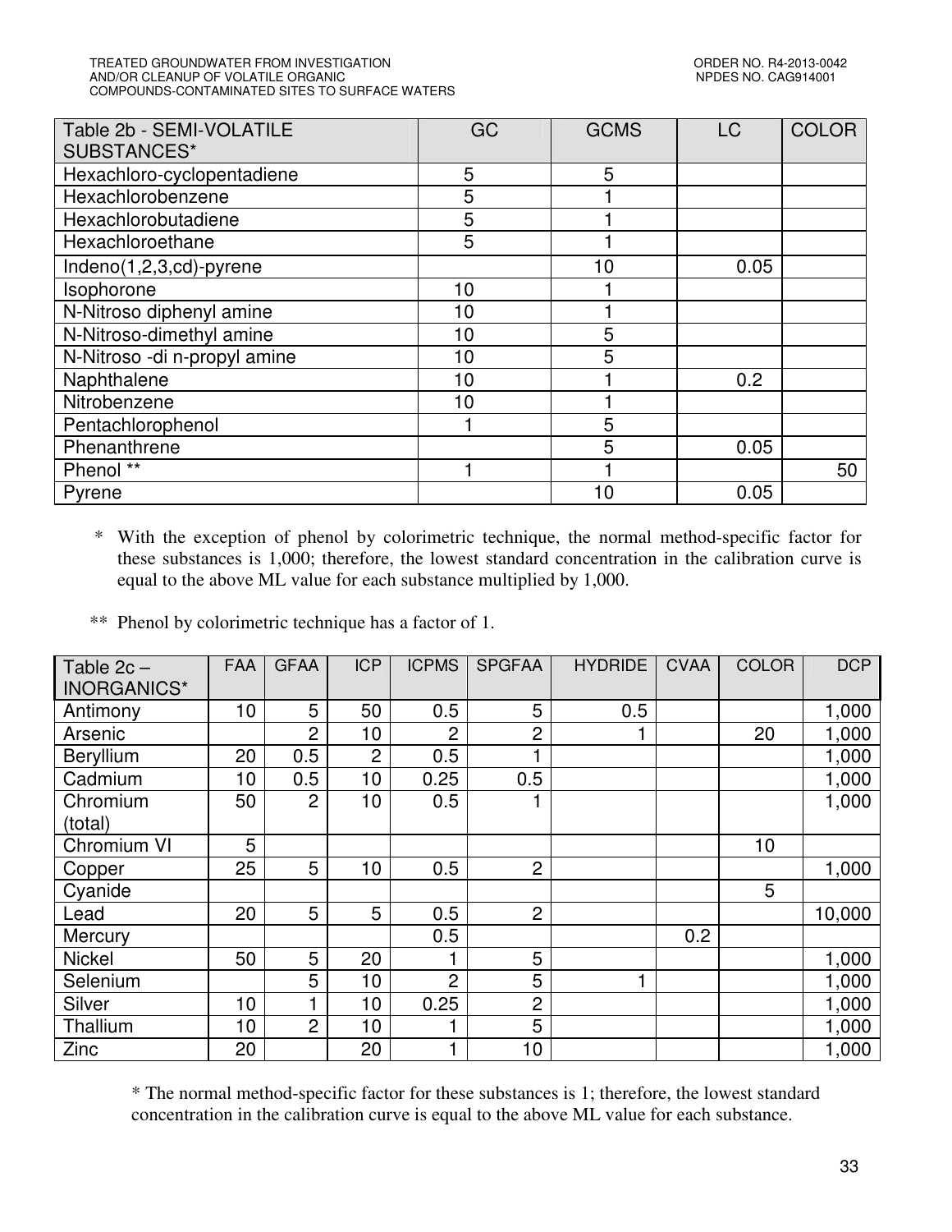| Table 2b - SEMI-VOLATILE SUBSTANCES* | GC | GCMS | LC | COLOR |
|---|---|---|---|---|
| Hexachloro-cyclopentadiene | 5 | 5 | | |
| Hexachlorobenzene | 5 | 1 | | |
| Hexachlorobutadiene | 5 | 1 | | |
| Hexachloroethane | 5 | 1 | | |
| Indeno(1,2,3,cd)-pyrene | | 10 | 0.05 | |
| Isophorone | 10 | 1 | | |
| N-Nitroso diphenyl amine | 10 | 1 | | |
| N-Nitroso-dimethyl amine | 10 | 5 | | |
| N-Nitroso -di n-propyl amine | 10 | 5 | | |
| Naphthalene | 10 | 1 | 0.2 | |
| Nitrobenzene | 10 | 1 | | |
| Pentachlorophenol | 1 | 5 | | |
| Phenanthrene | | 5 | 0.05 | |
| Phenol ** | 1 | 1 | | 50 |
| Pyrene | | 10 | 0.05 | |

\* With the exception of phenol by colorimetric technique, the normal method-specific factor for these substances is 1,000; therefore, the lowest standard concentration in the calibration curve is equal to the above ML value for each substance multiplied by 1,000.

\*\* Phenol by colorimetric technique has a factor of 1.

| Table 2c – INORGANICS* | FAA | GFAA | ICP | ICPMS | SPGFAA | HYDRIDE | CVAA | COLOR | DCP |
|---|---|---|---|---|---|---|---|---|---|
| Antimony | 10 | 5 | 50 | 0.5 | 5 | 0.5 | | | 1,000 |
| Arsenic | | 2 | 10 | 2 | 2 | 1 | | 20 | 1,000 |
| Beryllium | 20 | 0.5 | 2 | 0.5 | 1 | | | | 1,000 |
| Cadmium | 10 | 0.5 | 10 | 0.25 | 0.5 | | | | 1,000 |
| Chromium (total) | 50 | 2 | 10 | 0.5 | 1 | | | | 1,000 |
| Chromium VI | 5 | | | | | | | 10 | |
| Copper | 25 | 5 | 10 | 0.5 | 2 | | | | 1,000 |
| Cyanide | | | | | | | | 5 | |
| Lead | 20 | 5 | 5 | 0.5 | 2 | | | | 10,000 |
| Mercury | | | | 0.5 | | | 0.2 | | |
| Nickel | 50 | 5 | 20 | 1 | 5 | | | | 1,000 |
| Selenium | | 5 | 10 | 2 | 5 | 1 | | | 1,000 |
| Silver | 10 | 1 | 10 | 0.25 | 2 | | | | 1,000 |
| Thallium | 10 | 2 | 10 | 1 | 5 | | | | 1,000 |
| Zinc | 20 | | 20 | 1 | 10 | | | | 1,000 |

\* The normal method-specific factor for these substances is 1; therefore, the lowest standard concentration in the calibration curve is equal to the above ML value for each substance.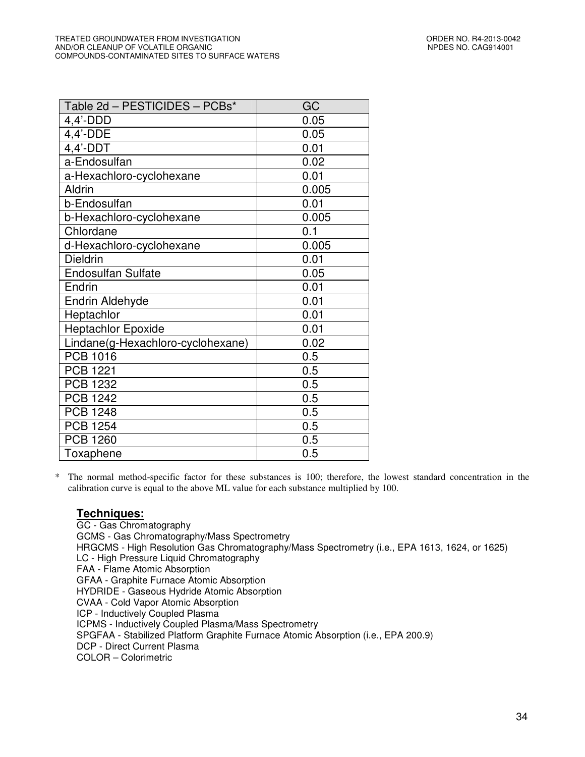| Table 2d – PESTICIDES – PCBs* | GC |
|---|---|
| 4,4'-DDD | 0.05 |
| 4,4'-DDE | 0.05 |
| 4,4'-DDT | 0.01 |
| a-Endosulfan | 0.02 |
| a-Hexachloro-cyclohexane | 0.01 |
| Aldrin | 0.005 |
| b-Endosulfan | 0.01 |
| b-Hexachloro-cyclohexane | 0.005 |
| Chlordane | 0.1 |
| d-Hexachloro-cyclohexane | 0.005 |
| Dieldrin | 0.01 |
| Endosulfan Sulfate | 0.05 |
| Endrin | 0.01 |
| Endrin Aldehyde | 0.01 |
| Heptachlor | 0.01 |
| Heptachlor Epoxide | 0.01 |
| Lindane(g-Hexachloro-cyclohexane) | 0.02 |
| PCB 1016 | 0.5 |
| PCB 1221 | 0.5 |
| PCB 1232 | 0.5 |
| PCB 1242 | 0.5 |
| PCB 1248 | 0.5 |
| PCB 1254 | 0.5 |
| PCB 1260 | 0.5 |
| Toxaphene | 0.5 |

* The normal method-specific factor for these substances is 100; therefore, the lowest standard concentration in the calibration curve is equal to the above ML value for each substance multiplied by 100.

**Techniques:**

GC - Gas Chromatography
GCMS - Gas Chromatography/Mass Spectrometry
HRGCMS - High Resolution Gas Chromatography/Mass Spectrometry (i.e., EPA 1613, 1624, or 1625)
LC - High Pressure Liquid Chromatography
FAA - Flame Atomic Absorption
GFAA - Graphite Furnace Atomic Absorption
HYDRIDE - Gaseous Hydride Atomic Absorption
CVAA - Cold Vapor Atomic Absorption
ICP - Inductively Coupled Plasma
ICPMS - Inductively Coupled Plasma/Mass Spectrometry
SPGFAA - Stabilized Platform Graphite Furnace Atomic Absorption (i.e., EPA 200.9)
DCP - Direct Current Plasma
COLOR – Colorimetric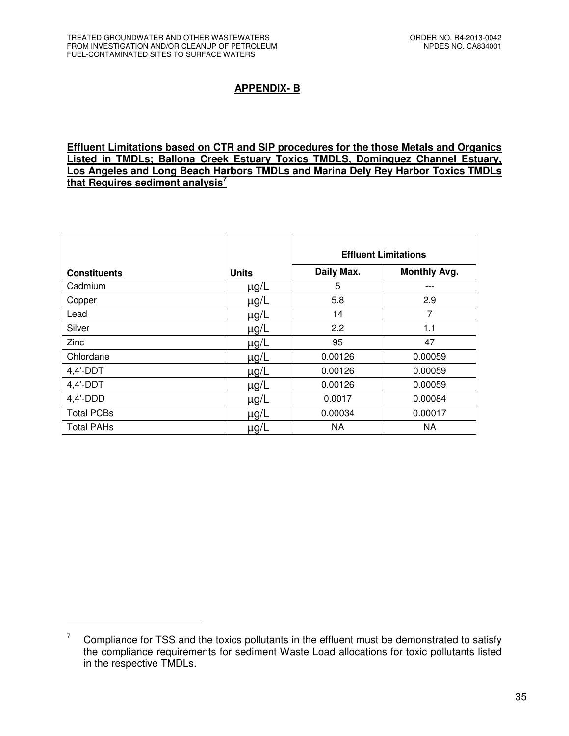## APPENDIX- B

**Effluent Limitations based on CTR and SIP procedures for the those Metals and Organics Listed in TMDLs; Ballona Creek Estuary Toxics TMDLS, Dominguez Channel Estuary, Los Angeles and Long Beach Harbors TMDLs and Marina Dely Rey Harbor Toxics TMDLs that Requires sediment analysis[7]**

| Constituents | Units | Effluent Limitations | |
|---|---|---|---|
| | | Daily Max. | Monthly Avg. |
| Cadmium | µg/L | 5 | --- |
| Copper | µg/L | 5.8 | 2.9 |
| Lead | µg/L | 14 | 7 |
| Silver | µg/L | 2.2 | 1.1 |
| Zinc | µg/L | 95 | 47 |
| Chlordane | µg/L | 0.00126 | 0.00059 |
| 4,4'-DDT | µg/L | 0.00126 | 0.00059 |
| 4,4'-DDT | µg/L | 0.00126 | 0.00059 |
| 4,4'-DDD | µg/L | 0.0017 | 0.00084 |
| Total PCBs | µg/L | 0.00034 | 0.00017 |
| Total PAHs | µg/L | NA | NA |

[7] Compliance for TSS and the toxics pollutants in the effluent must be demonstrated to satisfy the compliance requirements for sediment Waste Load allocations for toxic pollutants listed in the respective TMDLs.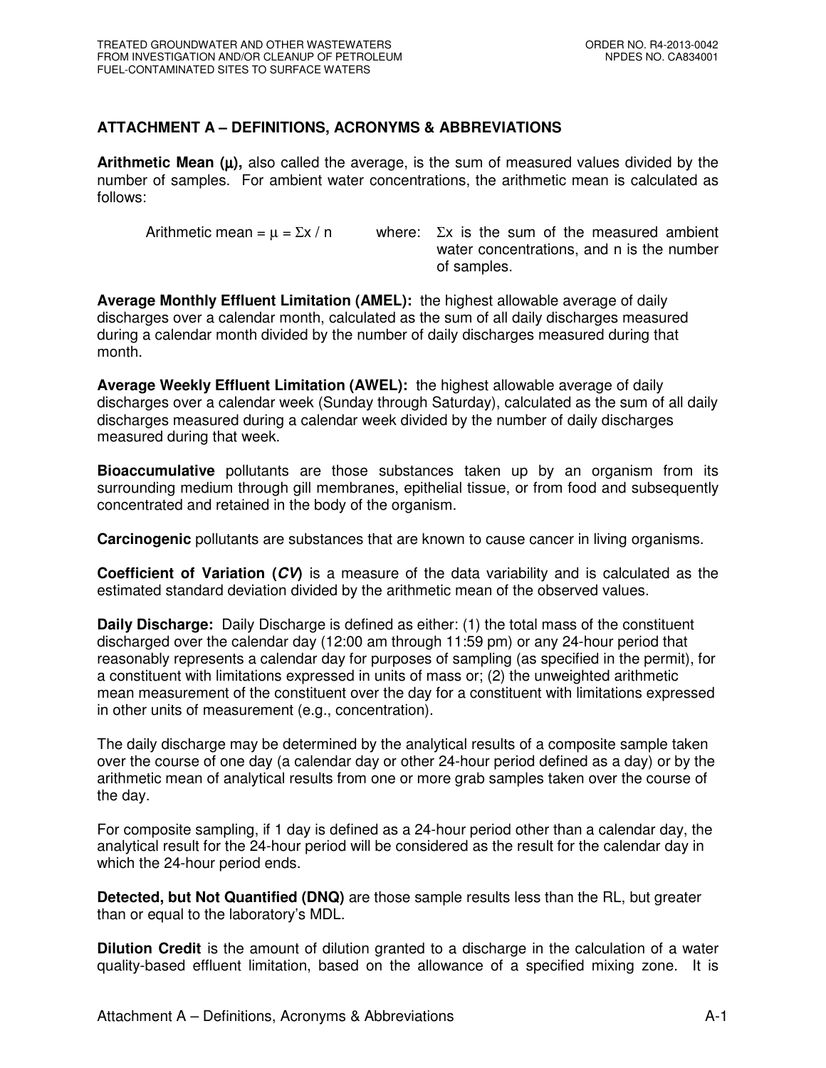## ATTACHMENT A – DEFINITIONS, ACRONYMS & ABBREVIATIONS

**Arithmetic Mean ($\mu$),** also called the average, is the sum of measured values divided by the number of samples. For ambient water concentrations, the arithmetic mean is calculated as follows:

Arithmetic mean = $\mu = \Sigma x / n$ where: $\Sigma x$ is the sum of the measured ambient water concentrations, and n is the number of samples.

**Average Monthly Effluent Limitation (AMEL):** the highest allowable average of daily discharges over a calendar month, calculated as the sum of all daily discharges measured during a calendar month divided by the number of daily discharges measured during that month.

**Average Weekly Effluent Limitation (AWEL):** the highest allowable average of daily discharges over a calendar week (Sunday through Saturday), calculated as the sum of all daily discharges measured during a calendar week divided by the number of daily discharges measured during that week.

**Bioaccumulative** pollutants are those substances taken up by an organism from its surrounding medium through gill membranes, epithelial tissue, or from food and subsequently concentrated and retained in the body of the organism.

**Carcinogenic** pollutants are substances that are known to cause cancer in living organisms.

**Coefficient of Variation (*CV*)** is a measure of the data variability and is calculated as the estimated standard deviation divided by the arithmetic mean of the observed values.

**Daily Discharge:** Daily Discharge is defined as either: (1) the total mass of the constituent discharged over the calendar day (12:00 am through 11:59 pm) or any 24-hour period that reasonably represents a calendar day for purposes of sampling (as specified in the permit), for a constituent with limitations expressed in units of mass or; (2) the unweighted arithmetic mean measurement of the constituent over the day for a constituent with limitations expressed in other units of measurement (e.g., concentration).

The daily discharge may be determined by the analytical results of a composite sample taken over the course of one day (a calendar day or other 24-hour period defined as a day) or by the arithmetic mean of analytical results from one or more grab samples taken over the course of the day.

For composite sampling, if 1 day is defined as a 24-hour period other than a calendar day, the analytical result for the 24-hour period will be considered as the result for the calendar day in which the 24-hour period ends.

**Detected, but Not Quantified (DNQ)** are those sample results less than the RL, but greater than or equal to the laboratory's MDL.

**Dilution Credit** is the amount of dilution granted to a discharge in the calculation of a water quality-based effluent limitation, based on the allowance of a specified mixing zone. It is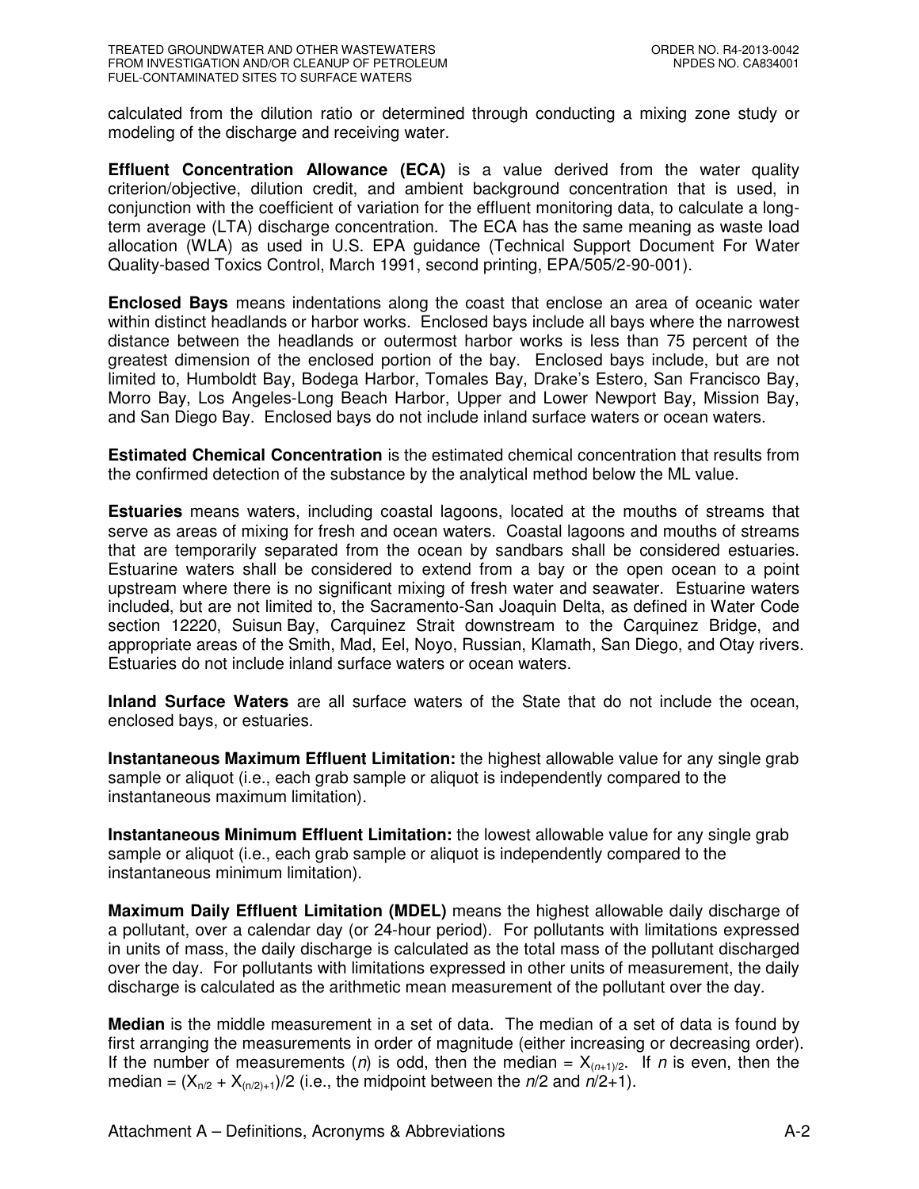calculated from the dilution ratio or determined through conducting a mixing zone study or modeling of the discharge and receiving water.

**Effluent Concentration Allowance (ECA)** is a value derived from the water quality criterion/objective, dilution credit, and ambient background concentration that is used, in conjunction with the coefficient of variation for the effluent monitoring data, to calculate a long-term average (LTA) discharge concentration. The ECA has the same meaning as waste load allocation (WLA) as used in U.S. EPA guidance (Technical Support Document For Water Quality-based Toxics Control, March 1991, second printing, EPA/505/2-90-001).

**Enclosed Bays** means indentations along the coast that enclose an area of oceanic water within distinct headlands or harbor works. Enclosed bays include all bays where the narrowest distance between the headlands or outermost harbor works is less than 75 percent of the greatest dimension of the enclosed portion of the bay. Enclosed bays include, but are not limited to, Humboldt Bay, Bodega Harbor, Tomales Bay, Drake's Estero, San Francisco Bay, Morro Bay, Los Angeles-Long Beach Harbor, Upper and Lower Newport Bay, Mission Bay, and San Diego Bay. Enclosed bays do not include inland surface waters or ocean waters.

**Estimated Chemical Concentration** is the estimated chemical concentration that results from the confirmed detection of the substance by the analytical method below the ML value.

**Estuaries** means waters, including coastal lagoons, located at the mouths of streams that serve as areas of mixing for fresh and ocean waters. Coastal lagoons and mouths of streams that are temporarily separated from the ocean by sandbars shall be considered estuaries. Estuarine waters shall be considered to extend from a bay or the open ocean to a point upstream where there is no significant mixing of fresh water and seawater. Estuarine waters included, but are not limited to, the Sacramento-San Joaquin Delta, as defined in Water Code section 12220, Suisun Bay, Carquinez Strait downstream to the Carquinez Bridge, and appropriate areas of the Smith, Mad, Eel, Noyo, Russian, Klamath, San Diego, and Otay rivers. Estuaries do not include inland surface waters or ocean waters.

**Inland Surface Waters** are all surface waters of the State that do not include the ocean, enclosed bays, or estuaries.

**Instantaneous Maximum Effluent Limitation:** the highest allowable value for any single grab sample or aliquot (i.e., each grab sample or aliquot is independently compared to the instantaneous maximum limitation).

**Instantaneous Minimum Effluent Limitation:** the lowest allowable value for any single grab sample or aliquot (i.e., each grab sample or aliquot is independently compared to the instantaneous minimum limitation).

**Maximum Daily Effluent Limitation (MDEL)** means the highest allowable daily discharge of a pollutant, over a calendar day (or 24-hour period). For pollutants with limitations expressed in units of mass, the daily discharge is calculated as the total mass of the pollutant discharged over the day. For pollutants with limitations expressed in other units of measurement, the daily discharge is calculated as the arithmetic mean measurement of the pollutant over the day.

**Median** is the middle measurement in a set of data. The median of a set of data is found by first arranging the measurements in order of magnitude (either increasing or decreasing order). If the number of measurements ($n$) is odd, then the median = $X_{(n+1)/2}$. If $n$ is even, then the median = $(X_{n/2} + X_{(n/2)+1})/2$ (i.e., the midpoint between the $n/2$ and $n/2+1$).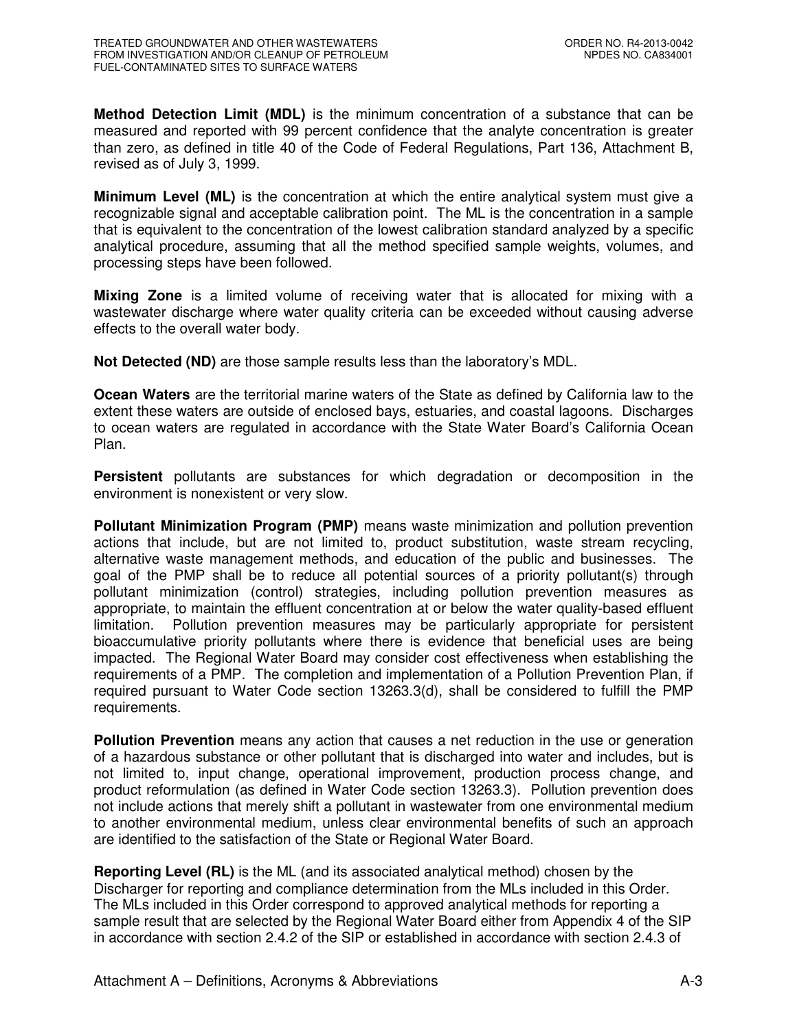**Method Detection Limit (MDL)** is the minimum concentration of a substance that can be measured and reported with 99 percent confidence that the analyte concentration is greater than zero, as defined in title 40 of the Code of Federal Regulations, Part 136, Attachment B, revised as of July 3, 1999.

**Minimum Level (ML)** is the concentration at which the entire analytical system must give a recognizable signal and acceptable calibration point. The ML is the concentration in a sample that is equivalent to the concentration of the lowest calibration standard analyzed by a specific analytical procedure, assuming that all the method specified sample weights, volumes, and processing steps have been followed.

**Mixing Zone** is a limited volume of receiving water that is allocated for mixing with a wastewater discharge where water quality criteria can be exceeded without causing adverse effects to the overall water body.

**Not Detected (ND)** are those sample results less than the laboratory's MDL.

**Ocean Waters** are the territorial marine waters of the State as defined by California law to the extent these waters are outside of enclosed bays, estuaries, and coastal lagoons. Discharges to ocean waters are regulated in accordance with the State Water Board's California Ocean Plan.

**Persistent** pollutants are substances for which degradation or decomposition in the environment is nonexistent or very slow.

**Pollutant Minimization Program (PMP)** means waste minimization and pollution prevention actions that include, but are not limited to, product substitution, waste stream recycling, alternative waste management methods, and education of the public and businesses. The goal of the PMP shall be to reduce all potential sources of a priority pollutant(s) through pollutant minimization (control) strategies, including pollution prevention measures as appropriate, to maintain the effluent concentration at or below the water quality-based effluent limitation. Pollution prevention measures may be particularly appropriate for persistent bioaccumulative priority pollutants where there is evidence that beneficial uses are being impacted. The Regional Water Board may consider cost effectiveness when establishing the requirements of a PMP. The completion and implementation of a Pollution Prevention Plan, if required pursuant to Water Code section 13263.3(d), shall be considered to fulfill the PMP requirements.

**Pollution Prevention** means any action that causes a net reduction in the use or generation of a hazardous substance or other pollutant that is discharged into water and includes, but is not limited to, input change, operational improvement, production process change, and product reformulation (as defined in Water Code section 13263.3). Pollution prevention does not include actions that merely shift a pollutant in wastewater from one environmental medium to another environmental medium, unless clear environmental benefits of such an approach are identified to the satisfaction of the State or Regional Water Board.

**Reporting Level (RL)** is the ML (and its associated analytical method) chosen by the Discharger for reporting and compliance determination from the MLs included in this Order. The MLs included in this Order correspond to approved analytical methods for reporting a sample result that are selected by the Regional Water Board either from Appendix 4 of the SIP in accordance with section 2.4.2 of the SIP or established in accordance with section 2.4.3 of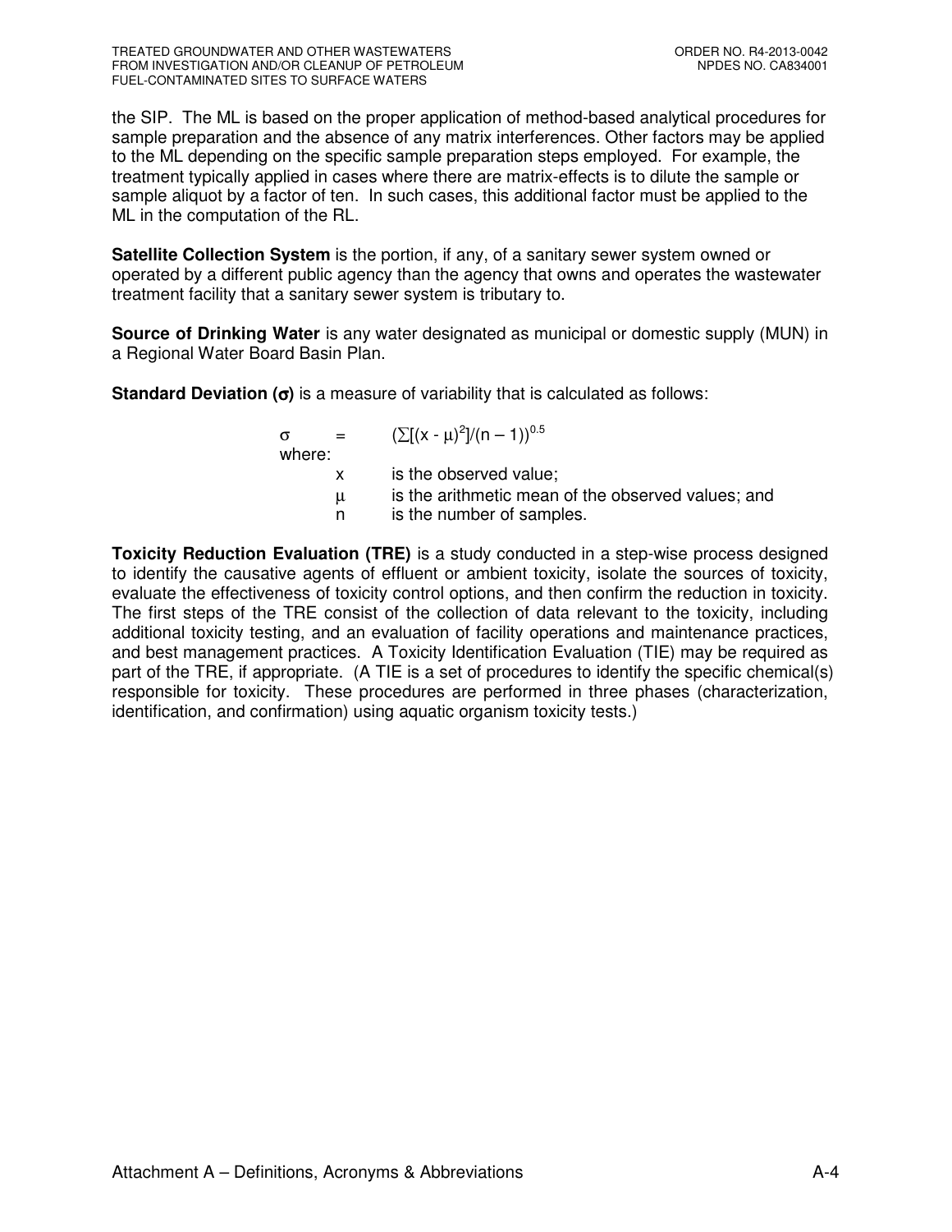the SIP. The ML is based on the proper application of method-based analytical procedures for sample preparation and the absence of any matrix interferences. Other factors may be applied to the ML depending on the specific sample preparation steps employed. For example, the treatment typically applied in cases where there are matrix-effects is to dilute the sample or sample aliquot by a factor of ten. In such cases, this additional factor must be applied to the ML in the computation of the RL.

**Satellite Collection System** is the portion, if any, of a sanitary sewer system owned or operated by a different public agency than the agency that owns and operates the wastewater treatment facility that a sanitary sewer system is tributary to.

**Source of Drinking Water** is any water designated as municipal or domestic supply (MUN) in a Regional Water Board Basin Plan.

**Standard Deviation ($\sigma$)** is a measure of variability that is calculated as follows:

$$\sigma = (\sum[(x - \mu)^2]/(n - 1))^{0.5}$$

where:

- $x$ is the observed value;
- $\mu$ is the arithmetic mean of the observed values; and
- $n$ is the number of samples.

**Toxicity Reduction Evaluation (TRE)** is a study conducted in a step-wise process designed to identify the causative agents of effluent or ambient toxicity, isolate the sources of toxicity, evaluate the effectiveness of toxicity control options, and then confirm the reduction in toxicity. The first steps of the TRE consist of the collection of data relevant to the toxicity, including additional toxicity testing, and an evaluation of facility operations and maintenance practices, and best management practices. A Toxicity Identification Evaluation (TIE) may be required as part of the TRE, if appropriate. (A TIE is a set of procedures to identify the specific chemical(s) responsible for toxicity. These procedures are performed in three phases (characterization, identification, and confirmation) using aquatic organism toxicity tests.)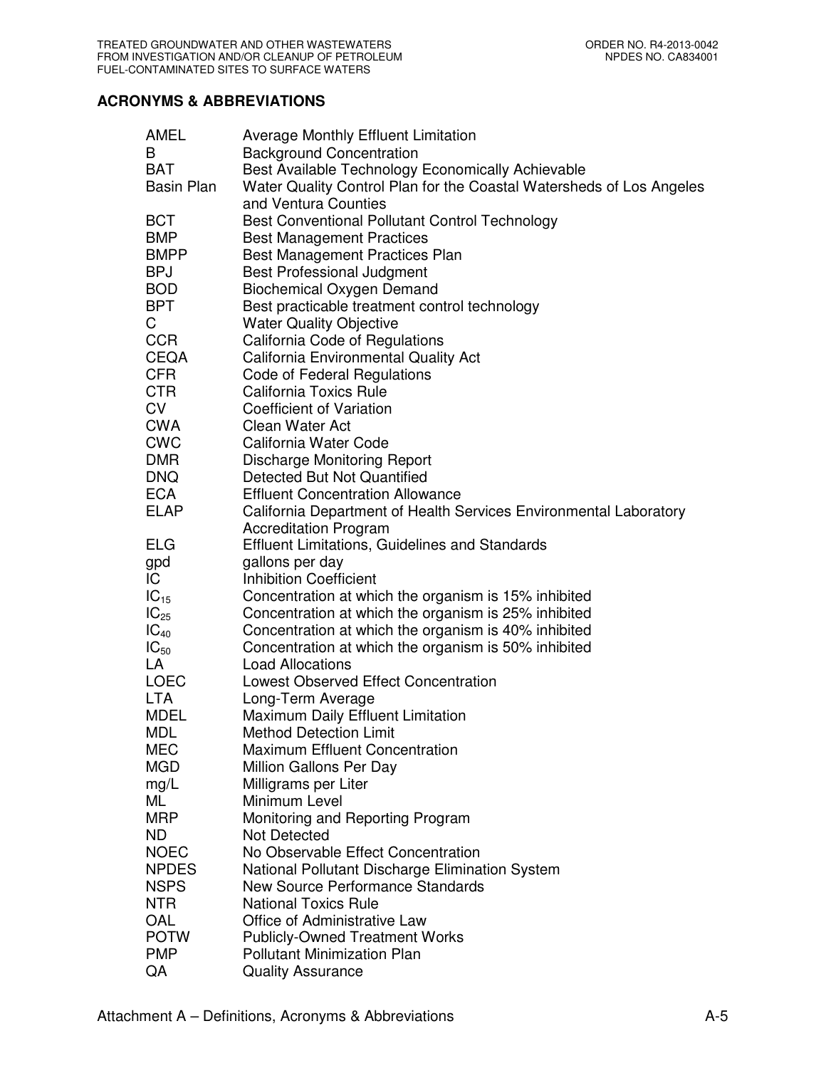## ACRONYMS & ABBREVIATIONS

| | |
|---|---|
| AMEL | Average Monthly Effluent Limitation |
| B | Background Concentration |
| BAT | Best Available Technology Economically Achievable |
| Basin Plan | Water Quality Control Plan for the Coastal Watersheds of Los Angeles and Ventura Counties |
| BCT | Best Conventional Pollutant Control Technology |
| BMP | Best Management Practices |
| BMPP | Best Management Practices Plan |
| BPJ | Best Professional Judgment |
| BOD | Biochemical Oxygen Demand |
| BPT | Best practicable treatment control technology |
| C | Water Quality Objective |
| CCR | California Code of Regulations |
| CEQA | California Environmental Quality Act |
| CFR | Code of Federal Regulations |
| CTR | California Toxics Rule |
| CV | Coefficient of Variation |
| CWA | Clean Water Act |
| CWC | California Water Code |
| DMR | Discharge Monitoring Report |
| DNQ | Detected But Not Quantified |
| ECA | Effluent Concentration Allowance |
| ELAP | California Department of Health Services Environmental Laboratory Accreditation Program |
| ELG | Effluent Limitations, Guidelines and Standards |
| gpd | gallons per day |
| IC | Inhibition Coefficient |
| $IC_{15}$ | Concentration at which the organism is 15% inhibited |
| $IC_{25}$ | Concentration at which the organism is 25% inhibited |
| $IC_{40}$ | Concentration at which the organism is 40% inhibited |
| $IC_{50}$ | Concentration at which the organism is 50% inhibited |
| LA | Load Allocations |
| LOEC | Lowest Observed Effect Concentration |
| LTA | Long-Term Average |
| MDEL | Maximum Daily Effluent Limitation |
| MDL | Method Detection Limit |
| MEC | Maximum Effluent Concentration |
| MGD | Million Gallons Per Day |
| mg/L | Milligrams per Liter |
| ML | Minimum Level |
| MRP | Monitoring and Reporting Program |
| ND | Not Detected |
| NOEC | No Observable Effect Concentration |
| NPDES | National Pollutant Discharge Elimination System |
| NSPS | New Source Performance Standards |
| NTR | National Toxics Rule |
| OAL | Office of Administrative Law |
| POTW | Publicly-Owned Treatment Works |
| PMP | Pollutant Minimization Plan |
| QA | Quality Assurance |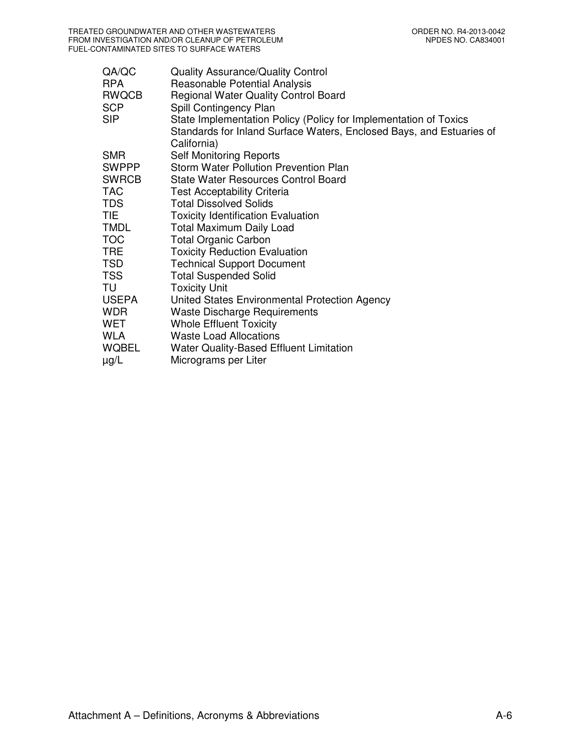| | |
|---|---|
| QA/QC | Quality Assurance/Quality Control |
| RPA | Reasonable Potential Analysis |
| RWQCB | Regional Water Quality Control Board |
| SCP | Spill Contingency Plan |
| SIP | State Implementation Policy (Policy for Implementation of Toxics Standards for Inland Surface Waters, Enclosed Bays, and Estuaries of California) |
| SMR | Self Monitoring Reports |
| SWPPP | Storm Water Pollution Prevention Plan |
| SWRCB | State Water Resources Control Board |
| TAC | Test Acceptability Criteria |
| TDS | Total Dissolved Solids |
| TIE | Toxicity Identification Evaluation |
| TMDL | Total Maximum Daily Load |
| TOC | Total Organic Carbon |
| TRE | Toxicity Reduction Evaluation |
| TSD | Technical Support Document |
| TSS | Total Suspended Solid |
| TU | Toxicity Unit |
| USEPA | United States Environmental Protection Agency |
| WDR | Waste Discharge Requirements |
| WET | Whole Effluent Toxicity |
| WLA | Waste Load Allocations |
| WQBEL | Water Quality-Based Effluent Limitation |
| µg/L | Micrograms per Liter |